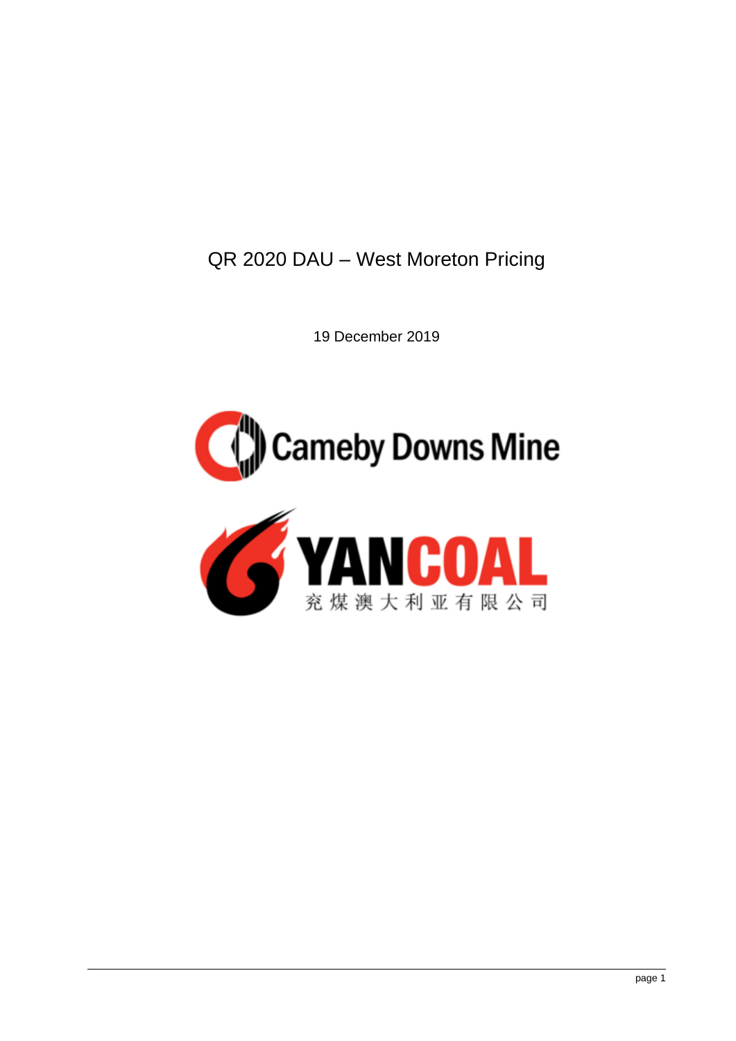# QR 2020 DAU – West Moreton Pricing

19 December 2019

Cameby Downs Mine

YANCOAL

兖煤澳大利亚有限公司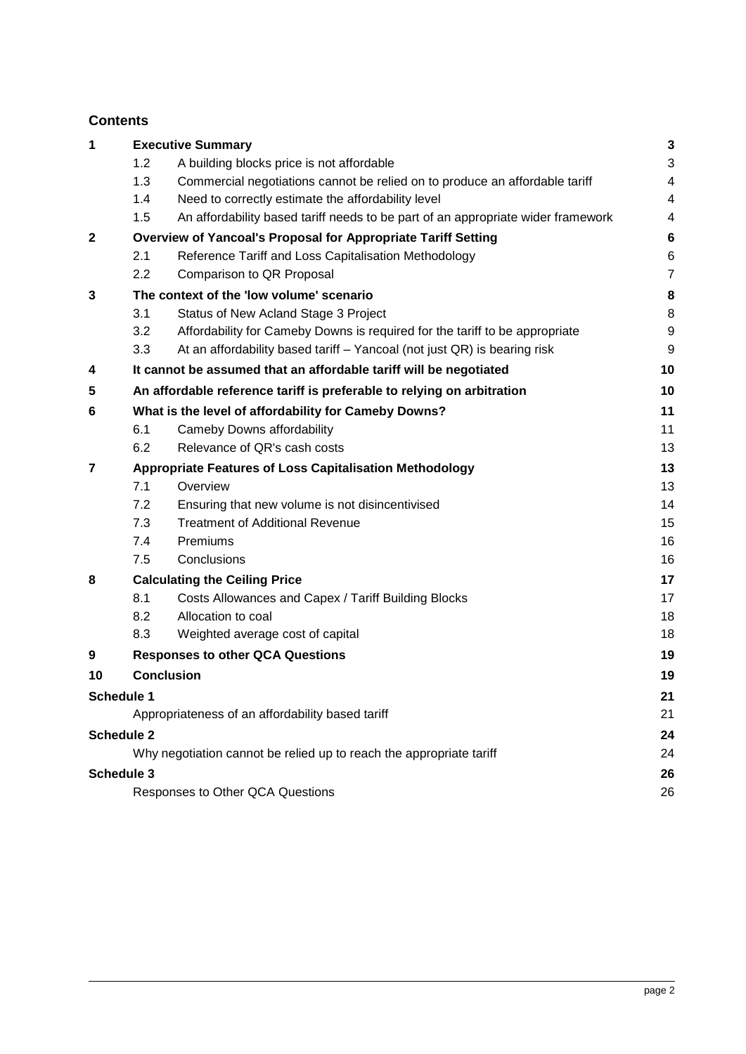## Contents

| | | | |
|---|---|---|---|
| **1** | **Executive Summary** | | **3** |
| | 1.2 | A building blocks price is not affordable | 3 |
| | 1.3 | Commercial negotiations cannot be relied on to produce an affordable tariff | 4 |
| | 1.4 | Need to correctly estimate the affordability level | 4 |
| | 1.5 | An affordability based tariff needs to be part of an appropriate wider framework | 4 |
| **2** | **Overview of Yancoal's Proposal for Appropriate Tariff Setting** | | **6** |
| | 2.1 | Reference Tariff and Loss Capitalisation Methodology | 6 |
| | 2.2 | Comparison to QR Proposal | 7 |
| **3** | **The context of the 'low volume' scenario** | | **8** |
| | 3.1 | Status of New Acland Stage 3 Project | 8 |
| | 3.2 | Affordability for Cameby Downs is required for the tariff to be appropriate | 9 |
| | 3.3 | At an affordability based tariff – Yancoal (not just QR) is bearing risk | 9 |
| **4** | **It cannot be assumed that an affordable tariff will be negotiated** | | **10** |
| **5** | **An affordable reference tariff is preferable to relying on arbitration** | | **10** |
| **6** | **What is the level of affordability for Cameby Downs?** | | **11** |
| | 6.1 | Cameby Downs affordability | 11 |
| | 6.2 | Relevance of QR's cash costs | 13 |
| **7** | **Appropriate Features of Loss Capitalisation Methodology** | | **13** |
| | 7.1 | Overview | 13 |
| | 7.2 | Ensuring that new volume is not disincentivised | 14 |
| | 7.3 | Treatment of Additional Revenue | 15 |
| | 7.4 | Premiums | 16 |
| | 7.5 | Conclusions | 16 |
| **8** | **Calculating the Ceiling Price** | | **17** |
| | 8.1 | Costs Allowances and Capex / Tariff Building Blocks | 17 |
| | 8.2 | Allocation to coal | 18 |
| | 8.3 | Weighted average cost of capital | 18 |
| **9** | **Responses to other QCA Questions** | | **19** |
| **10** | **Conclusion** | | **19** |
| **Schedule 1** | | | **21** |
| | Appropriateness of an affordability based tariff | | 21 |
| **Schedule 2** | | | **24** |
| | Why negotiation cannot be relied up to reach the appropriate tariff | | 24 |
| **Schedule 3** | | | **26** |
| | Responses to Other QCA Questions | | 26 |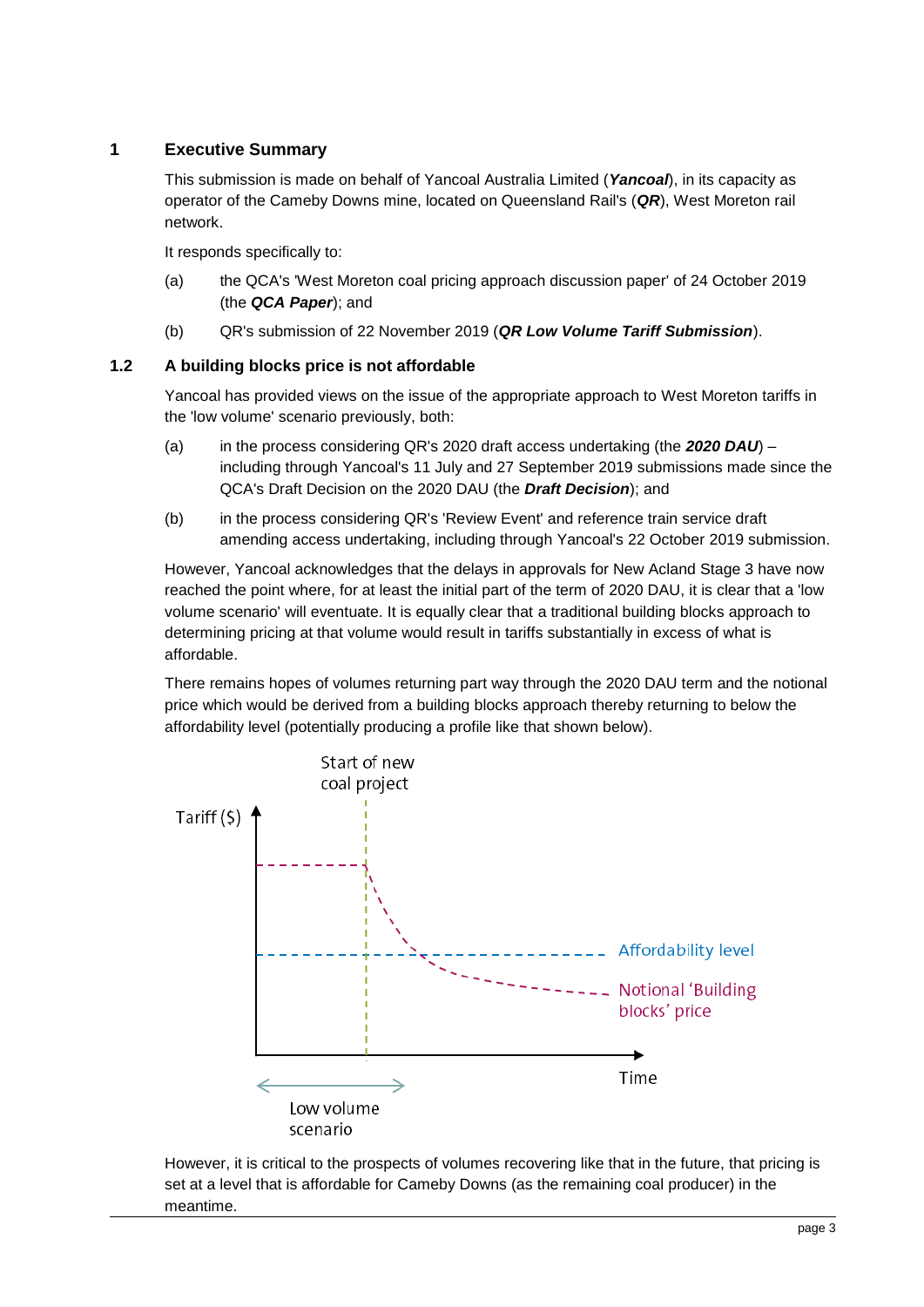# 1 Executive Summary

This submission is made on behalf of Yancoal Australia Limited (***Yancoal***), in its capacity as operator of the Cameby Downs mine, located on Queensland Rail's (***QR***), West Moreton rail network.

It responds specifically to:

(a) the QCA's 'West Moreton coal pricing approach discussion paper' of 24 October 2019 (the ***QCA Paper***); and

(b) QR's submission of 22 November 2019 (***QR Low Volume Tariff Submission***).

## 1.2 A building blocks price is not affordable

Yancoal has provided views on the issue of the appropriate approach to West Moreton tariffs in the 'low volume' scenario previously, both:

(a) in the process considering QR's 2020 draft access undertaking (the ***2020 DAU***) – including through Yancoal's 11 July and 27 September 2019 submissions made since the QCA's Draft Decision on the 2020 DAU (the ***Draft Decision***); and

(b) in the process considering QR's 'Review Event' and reference train service draft amending access undertaking, including through Yancoal's 22 October 2019 submission.

However, Yancoal acknowledges that the delays in approvals for New Acland Stage 3 have now reached the point where, for at least the initial part of the term of 2020 DAU, it is clear that a 'low volume scenario' will eventuate. It is equally clear that a traditional building blocks approach to determining pricing at that volume would result in tariffs substantially in excess of what is affordable.

There remains hopes of volumes returning part way through the 2020 DAU term and the notional price which would be derived from a building blocks approach thereby returning to below the affordability level (potentially producing a profile like that shown below).

Start of new coal project

Tariff ($)

Affordability level

Notional 'Building blocks' price

Time

Low volume scenario

However, it is critical to the prospects of volumes recovering like that in the future, that pricing is set at a level that is affordable for Cameby Downs (as the remaining coal producer) in the meantime.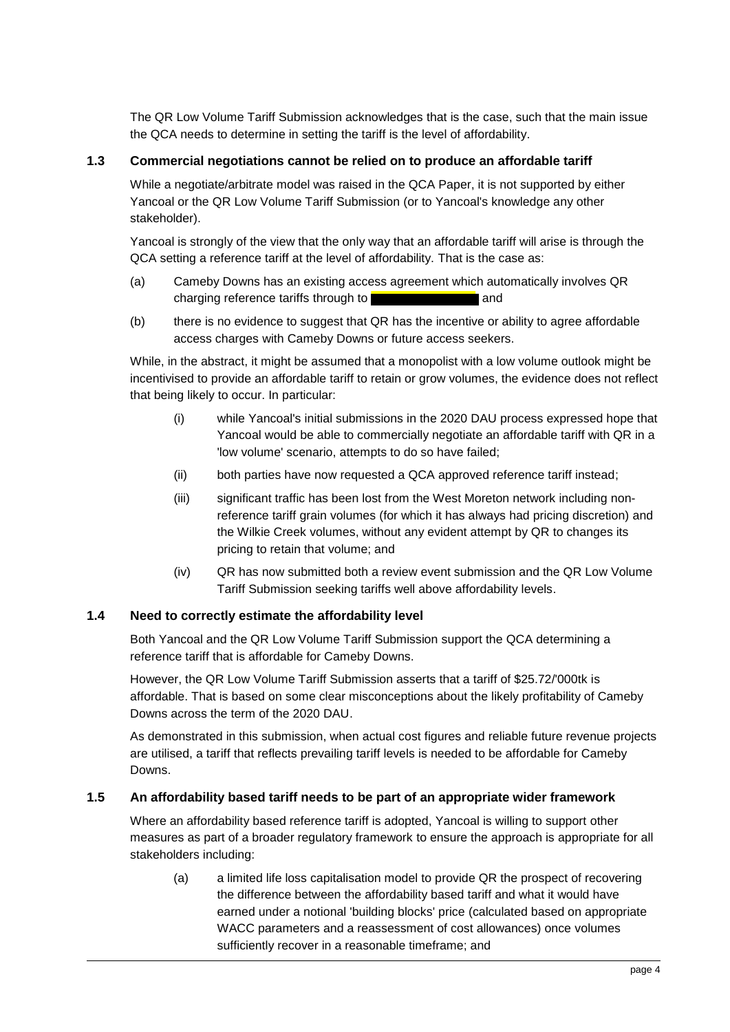The QR Low Volume Tariff Submission acknowledges that is the case, such that the main issue the QCA needs to determine in setting the tariff is the level of affordability.

### 1.3 Commercial negotiations cannot be relied on to produce an affordable tariff

While a negotiate/arbitrate model was raised in the QCA Paper, it is not supported by either Yancoal or the QR Low Volume Tariff Submission (or to Yancoal's knowledge any other stakeholder).

Yancoal is strongly of the view that the only way that an affordable tariff will arise is through the QCA setting a reference tariff at the level of affordability. That is the case as:

(a) Cameby Downs has an existing access agreement which automatically involves QR charging reference tariffs through to [redacted] and

(b) there is no evidence to suggest that QR has the incentive or ability to agree affordable access charges with Cameby Downs or future access seekers.

While, in the abstract, it might be assumed that a monopolist with a low volume outlook might be incentivised to provide an affordable tariff to retain or grow volumes, the evidence does not reflect that being likely to occur. In particular:

(i) while Yancoal's initial submissions in the 2020 DAU process expressed hope that Yancoal would be able to commercially negotiate an affordable tariff with QR in a 'low volume' scenario, attempts to do so have failed;

(ii) both parties have now requested a QCA approved reference tariff instead;

(iii) significant traffic has been lost from the West Moreton network including non-reference tariff grain volumes (for which it has always had pricing discretion) and the Wilkie Creek volumes, without any evident attempt by QR to changes its pricing to retain that volume; and

(iv) QR has now submitted both a review event submission and the QR Low Volume Tariff Submission seeking tariffs well above affordability levels.

### 1.4 Need to correctly estimate the affordability level

Both Yancoal and the QR Low Volume Tariff Submission support the QCA determining a reference tariff that is affordable for Cameby Downs.

However, the QR Low Volume Tariff Submission asserts that a tariff of $25.72/'000tk is affordable. That is based on some clear misconceptions about the likely profitability of Cameby Downs across the term of the 2020 DAU.

As demonstrated in this submission, when actual cost figures and reliable future revenue projects are utilised, a tariff that reflects prevailing tariff levels is needed to be affordable for Cameby Downs.

### 1.5 An affordability based tariff needs to be part of an appropriate wider framework

Where an affordability based reference tariff is adopted, Yancoal is willing to support other measures as part of a broader regulatory framework to ensure the approach is appropriate for all stakeholders including:

(a) a limited life loss capitalisation model to provide QR the prospect of recovering the difference between the affordability based tariff and what it would have earned under a notional 'building blocks' price (calculated based on appropriate WACC parameters and a reassessment of cost allowances) once volumes sufficiently recover in a reasonable timeframe; and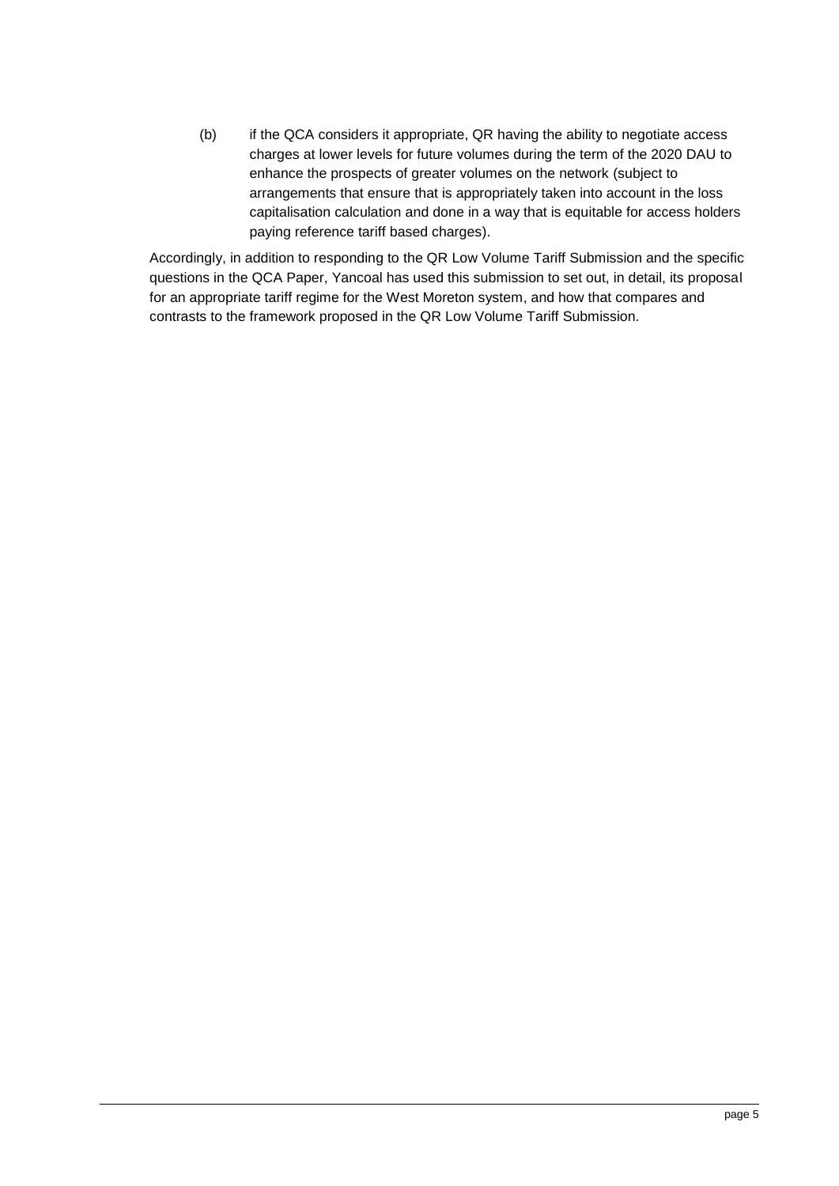(b) if the QCA considers it appropriate, QR having the ability to negotiate access charges at lower levels for future volumes during the term of the 2020 DAU to enhance the prospects of greater volumes on the network (subject to arrangements that ensure that is appropriately taken into account in the loss capitalisation calculation and done in a way that is equitable for access holders paying reference tariff based charges).

Accordingly, in addition to responding to the QR Low Volume Tariff Submission and the specific questions in the QCA Paper, Yancoal has used this submission to set out, in detail, its proposal for an appropriate tariff regime for the West Moreton system, and how that compares and contrasts to the framework proposed in the QR Low Volume Tariff Submission.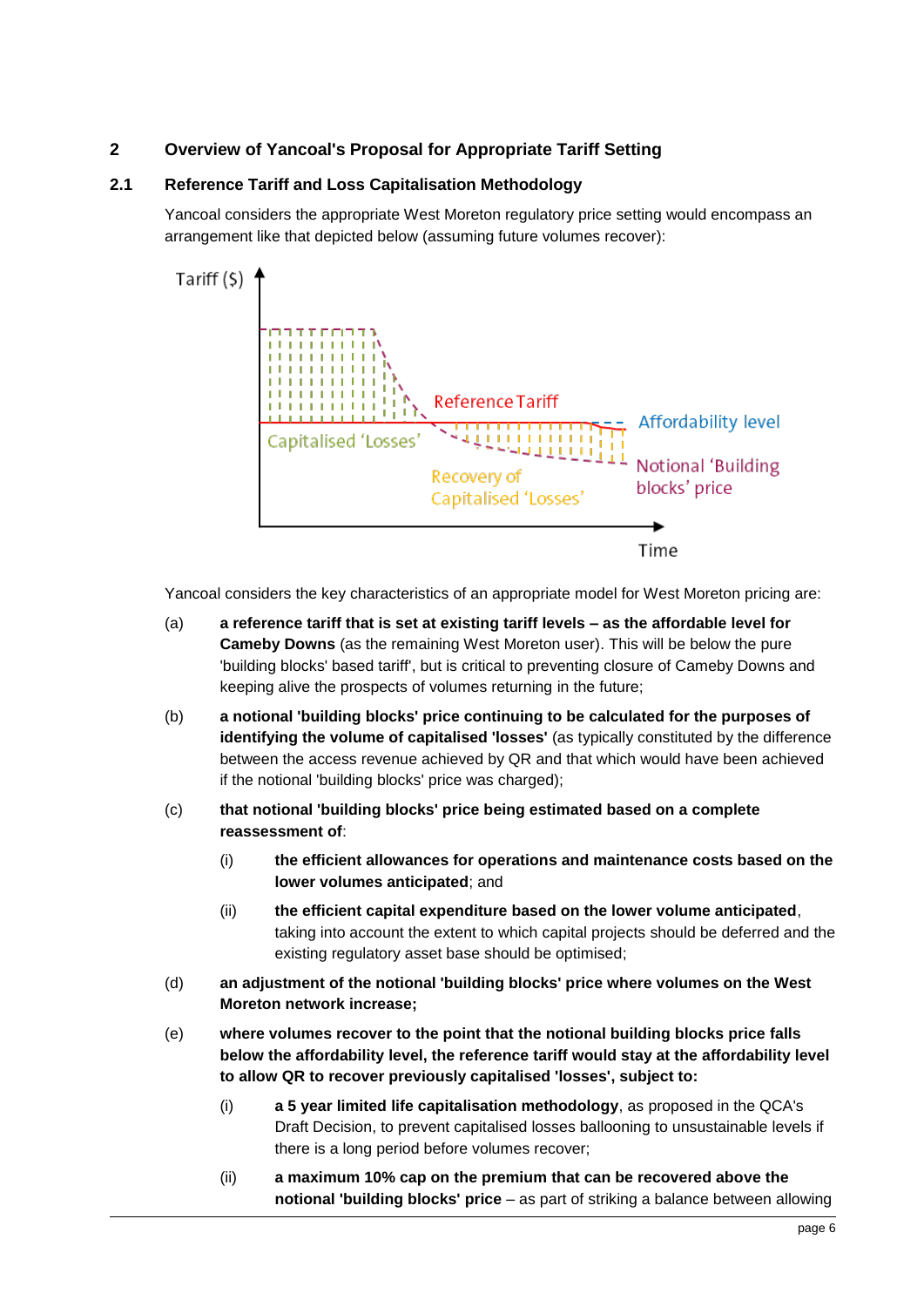## 2 Overview of Yancoal's Proposal for Appropriate Tariff Setting

### 2.1 Reference Tariff and Loss Capitalisation Methodology

Yancoal considers the appropriate West Moreton regulatory price setting would encompass an arrangement like that depicted below (assuming future volumes recover):

Tariff ($)

Capitalised 'Losses'

Reference Tariff

Affordability level

Recovery of Capitalised 'Losses'

Notional 'Building blocks' price

Time

Yancoal considers the key characteristics of an appropriate model for West Moreton pricing are:

(a) **a reference tariff that is set at existing tariff levels – as the affordable level for Cameby Downs** (as the remaining West Moreton user). This will be below the pure 'building blocks' based tariff', but is critical to preventing closure of Cameby Downs and keeping alive the prospects of volumes returning in the future;

(b) **a notional 'building blocks' price continuing to be calculated for the purposes of identifying the volume of capitalised 'losses'** (as typically constituted by the difference between the access revenue achieved by QR and that which would have been achieved if the notional 'building blocks' price was charged);

(c) **that notional 'building blocks' price being estimated based on a complete reassessment of**:

   (i) **the efficient allowances for operations and maintenance costs based on the lower volumes anticipated**; and

   (ii) **the efficient capital expenditure based on the lower volume anticipated**, taking into account the extent to which capital projects should be deferred and the existing regulatory asset base should be optimised;

(d) **an adjustment of the notional 'building blocks' price where volumes on the West Moreton network increase;**

(e) **where volumes recover to the point that the notional building blocks price falls below the affordability level, the reference tariff would stay at the affordability level to allow QR to recover previously capitalised 'losses', subject to:**

   (i) **a 5 year limited life capitalisation methodology**, as proposed in the QCA's Draft Decision, to prevent capitalised losses ballooning to unsustainable levels if there is a long period before volumes recover;

   (ii) **a maximum 10% cap on the premium that can be recovered above the notional 'building blocks' price** – as part of striking a balance between allowing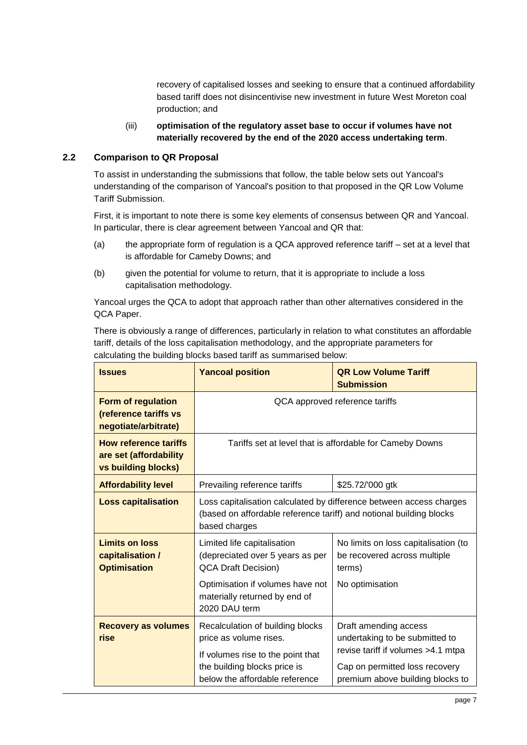recovery of capitalised losses and seeking to ensure that a continued affordability based tariff does not disincentivise new investment in future West Moreton coal production; and

(iii) **optimisation of the regulatory asset base to occur if volumes have not materially recovered by the end of the 2020 access undertaking term**.

## 2.2 Comparison to QR Proposal

To assist in understanding the submissions that follow, the table below sets out Yancoal's understanding of the comparison of Yancoal's position to that proposed in the QR Low Volume Tariff Submission.

First, it is important to note there is some key elements of consensus between QR and Yancoal. In particular, there is clear agreement between Yancoal and QR that:

(a) the appropriate form of regulation is a QCA approved reference tariff – set at a level that is affordable for Cameby Downs; and

(b) given the potential for volume to return, that it is appropriate to include a loss capitalisation methodology.

Yancoal urges the QCA to adopt that approach rather than other alternatives considered in the QCA Paper.

There is obviously a range of differences, particularly in relation to what constitutes an affordable tariff, details of the loss capitalisation methodology, and the appropriate parameters for calculating the building blocks based tariff as summarised below:

| Issues | Yancoal position | QR Low Volume Tariff Submission |
|---|---|---|
| **Form of regulation (reference tariffs vs negotiate/arbitrate)** | QCA approved reference tariffs | |
| **How reference tariffs are set (affordability vs building blocks)** | Tariffs set at level that is affordable for Cameby Downs | |
| **Affordability level** | Prevailing reference tariffs | $25.72/'000 gtk |
| **Loss capitalisation** | Loss capitalisation calculated by difference between access charges (based on affordable reference tariff) and notional building blocks based charges | |
| **Limits on loss capitalisation / Optimisation** | Limited life capitalisation (depreciated over 5 years as per QCA Draft Decision)<br><br>Optimisation if volumes have not materially returned by end of 2020 DAU term | No limits on loss capitalisation (to be recovered across multiple terms)<br><br>No optimisation |
| **Recovery as volumes rise** | Recalculation of building blocks price as volume rises.<br><br>If volumes rise to the point that the building blocks price is below the affordable reference | Draft amending access undertaking to be submitted to revise tariff if volumes >4.1 mtpa<br><br>Cap on permitted loss recovery premium above building blocks to |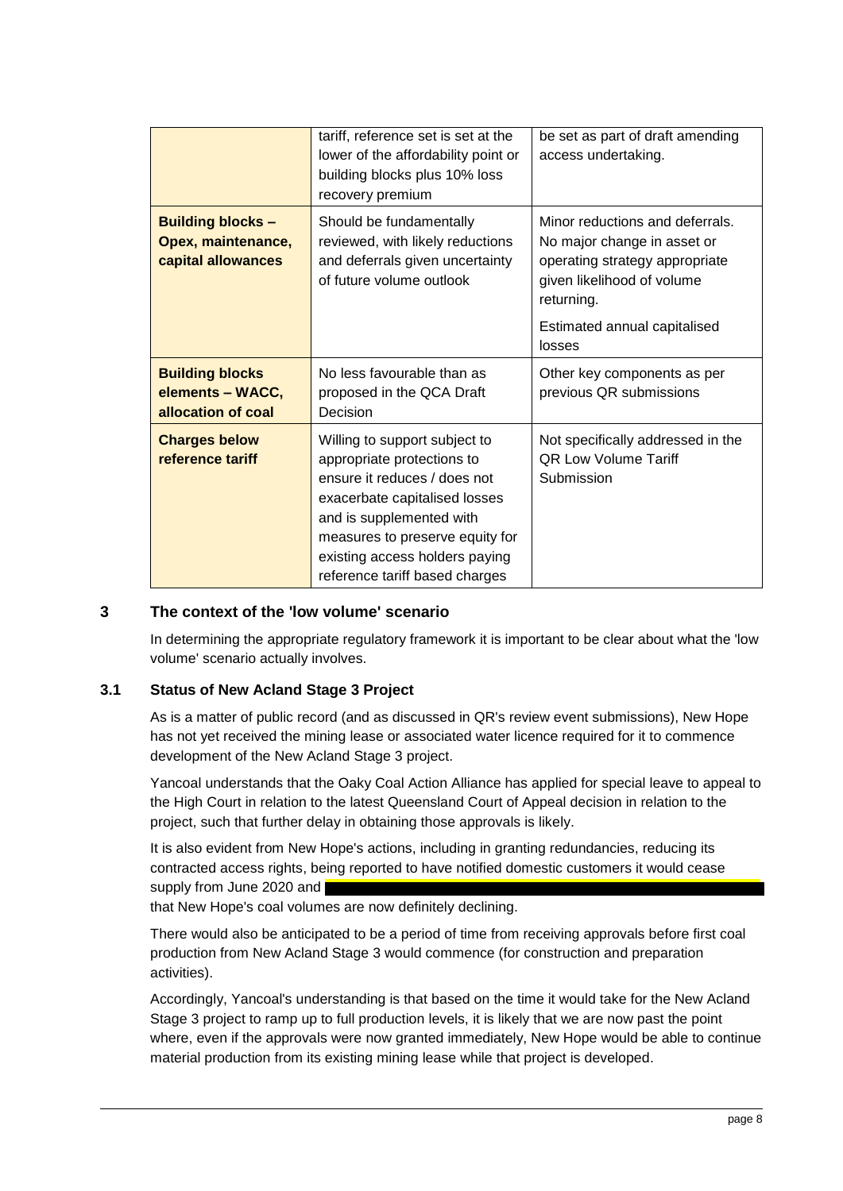| | | |
|---|---|---|
| | tariff, reference set is set at the lower of the affordability point or building blocks plus 10% loss recovery premium | be set as part of draft amending access undertaking. |
| **Building blocks – Opex, maintenance, capital allowances** | Should be fundamentally reviewed, with likely reductions and deferrals given uncertainty of future volume outlook | Minor reductions and deferrals. No major change in asset or operating strategy appropriate given likelihood of volume returning.<br><br>Estimated annual capitalised losses |
| **Building blocks elements – WACC, allocation of coal** | No less favourable than as proposed in the QCA Draft Decision | Other key components as per previous QR submissions |
| **Charges below reference tariff** | Willing to support subject to appropriate protections to ensure it reduces / does not exacerbate capitalised losses and is supplemented with measures to preserve equity for existing access holders paying reference tariff based charges | Not specifically addressed in the QR Low Volume Tariff Submission |

## 3 The context of the 'low volume' scenario

In determining the appropriate regulatory framework it is important to be clear about what the 'low volume' scenario actually involves.

### 3.1 Status of New Acland Stage 3 Project

As is a matter of public record (and as discussed in QR's review event submissions), New Hope has not yet received the mining lease or associated water licence required for it to commence development of the New Acland Stage 3 project.

Yancoal understands that the Oaky Coal Action Alliance has applied for special leave to appeal to the High Court in relation to the latest Queensland Court of Appeal decision in relation to the project, such that further delay in obtaining those approvals is likely.

It is also evident from New Hope's actions, including in granting redundancies, reducing its contracted access rights, being reported to have notified domestic customers it would cease supply from June 2020 and [redacted] that New Hope's coal volumes are now definitely declining.

There would also be anticipated to be a period of time from receiving approvals before first coal production from New Acland Stage 3 would commence (for construction and preparation activities).

Accordingly, Yancoal's understanding is that based on the time it would take for the New Acland Stage 3 project to ramp up to full production levels, it is likely that we are now past the point where, even if the approvals were now granted immediately, New Hope would be able to continue material production from its existing mining lease while that project is developed.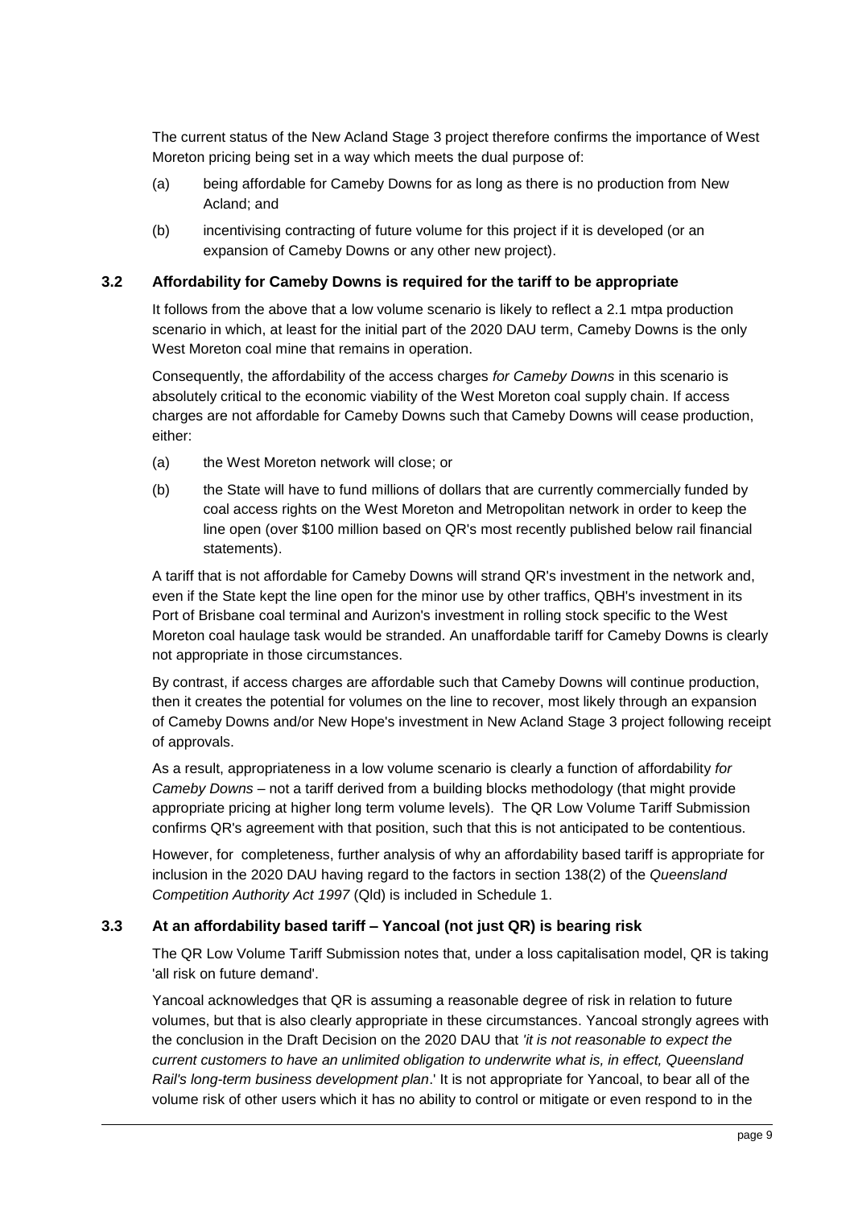The current status of the New Acland Stage 3 project therefore confirms the importance of West Moreton pricing being set in a way which meets the dual purpose of:

(a) being affordable for Cameby Downs for as long as there is no production from New Acland; and

(b) incentivising contracting of future volume for this project if it is developed (or an expansion of Cameby Downs or any other new project).

### 3.2 Affordability for Cameby Downs is required for the tariff to be appropriate

It follows from the above that a low volume scenario is likely to reflect a 2.1 mtpa production scenario in which, at least for the initial part of the 2020 DAU term, Cameby Downs is the only West Moreton coal mine that remains in operation.

Consequently, the affordability of the access charges *for Cameby Downs* in this scenario is absolutely critical to the economic viability of the West Moreton coal supply chain. If access charges are not affordable for Cameby Downs such that Cameby Downs will cease production, either:

(a) the West Moreton network will close; or

(b) the State will have to fund millions of dollars that are currently commercially funded by coal access rights on the West Moreton and Metropolitan network in order to keep the line open (over $100 million based on QR's most recently published below rail financial statements).

A tariff that is not affordable for Cameby Downs will strand QR's investment in the network and, even if the State kept the line open for the minor use by other traffics, QBH's investment in its Port of Brisbane coal terminal and Aurizon's investment in rolling stock specific to the West Moreton coal haulage task would be stranded. An unaffordable tariff for Cameby Downs is clearly not appropriate in those circumstances.

By contrast, if access charges are affordable such that Cameby Downs will continue production, then it creates the potential for volumes on the line to recover, most likely through an expansion of Cameby Downs and/or New Hope's investment in New Acland Stage 3 project following receipt of approvals.

As a result, appropriateness in a low volume scenario is clearly a function of affordability *for Cameby Downs* – not a tariff derived from a building blocks methodology (that might provide appropriate pricing at higher long term volume levels). The QR Low Volume Tariff Submission confirms QR's agreement with that position, such that this is not anticipated to be contentious.

However, for completeness, further analysis of why an affordability based tariff is appropriate for inclusion in the 2020 DAU having regard to the factors in section 138(2) of the *Queensland Competition Authority Act 1997* (Qld) is included in Schedule 1.

### 3.3 At an affordability based tariff – Yancoal (not just QR) is bearing risk

The QR Low Volume Tariff Submission notes that, under a loss capitalisation model, QR is taking 'all risk on future demand'.

Yancoal acknowledges that QR is assuming a reasonable degree of risk in relation to future volumes, but that is also clearly appropriate in these circumstances. Yancoal strongly agrees with the conclusion in the Draft Decision on the 2020 DAU that *'it is not reasonable to expect the current customers to have an unlimited obligation to underwrite what is, in effect, Queensland Rail's long-term business development plan*.' It is not appropriate for Yancoal, to bear all of the volume risk of other users which it has no ability to control or mitigate or even respond to in the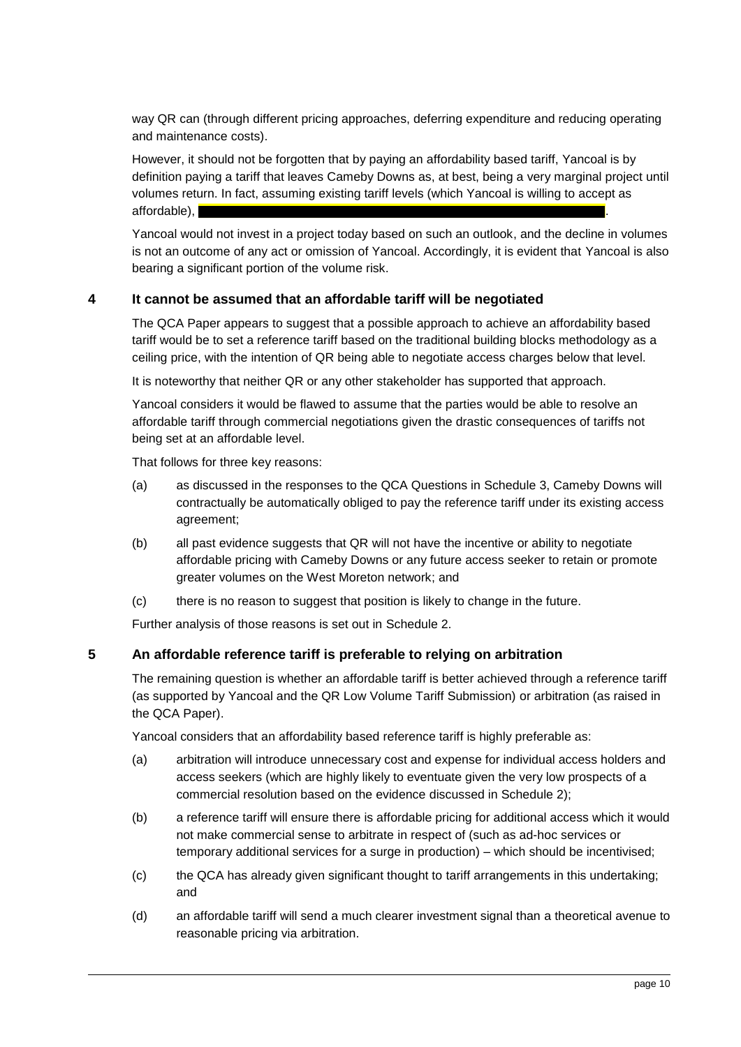way QR can (through different pricing approaches, deferring expenditure and reducing operating and maintenance costs).

However, it should not be forgotten that by paying an affordability based tariff, Yancoal is by definition paying a tariff that leaves Cameby Downs as, at best, being a very marginal project until volumes return. In fact, assuming existing tariff levels (which Yancoal is willing to accept as affordable), ████████████████████████████████████████.

Yancoal would not invest in a project today based on such an outlook, and the decline in volumes is not an outcome of any act or omission of Yancoal. Accordingly, it is evident that Yancoal is also bearing a significant portion of the volume risk.

## 4 It cannot be assumed that an affordable tariff will be negotiated

The QCA Paper appears to suggest that a possible approach to achieve an affordability based tariff would be to set a reference tariff based on the traditional building blocks methodology as a ceiling price, with the intention of QR being able to negotiate access charges below that level.

It is noteworthy that neither QR or any other stakeholder has supported that approach.

Yancoal considers it would be flawed to assume that the parties would be able to resolve an affordable tariff through commercial negotiations given the drastic consequences of tariffs not being set at an affordable level.

That follows for three key reasons:

(a) as discussed in the responses to the QCA Questions in Schedule 3, Cameby Downs will contractually be automatically obliged to pay the reference tariff under its existing access agreement;

(b) all past evidence suggests that QR will not have the incentive or ability to negotiate affordable pricing with Cameby Downs or any future access seeker to retain or promote greater volumes on the West Moreton network; and

(c) there is no reason to suggest that position is likely to change in the future.

Further analysis of those reasons is set out in Schedule 2.

## 5 An affordable reference tariff is preferable to relying on arbitration

The remaining question is whether an affordable tariff is better achieved through a reference tariff (as supported by Yancoal and the QR Low Volume Tariff Submission) or arbitration (as raised in the QCA Paper).

Yancoal considers that an affordability based reference tariff is highly preferable as:

(a) arbitration will introduce unnecessary cost and expense for individual access holders and access seekers (which are highly likely to eventuate given the very low prospects of a commercial resolution based on the evidence discussed in Schedule 2);

(b) a reference tariff will ensure there is affordable pricing for additional access which it would not make commercial sense to arbitrate in respect of (such as ad-hoc services or temporary additional services for a surge in production) – which should be incentivised;

(c) the QCA has already given significant thought to tariff arrangements in this undertaking; and

(d) an affordable tariff will send a much clearer investment signal than a theoretical avenue to reasonable pricing via arbitration.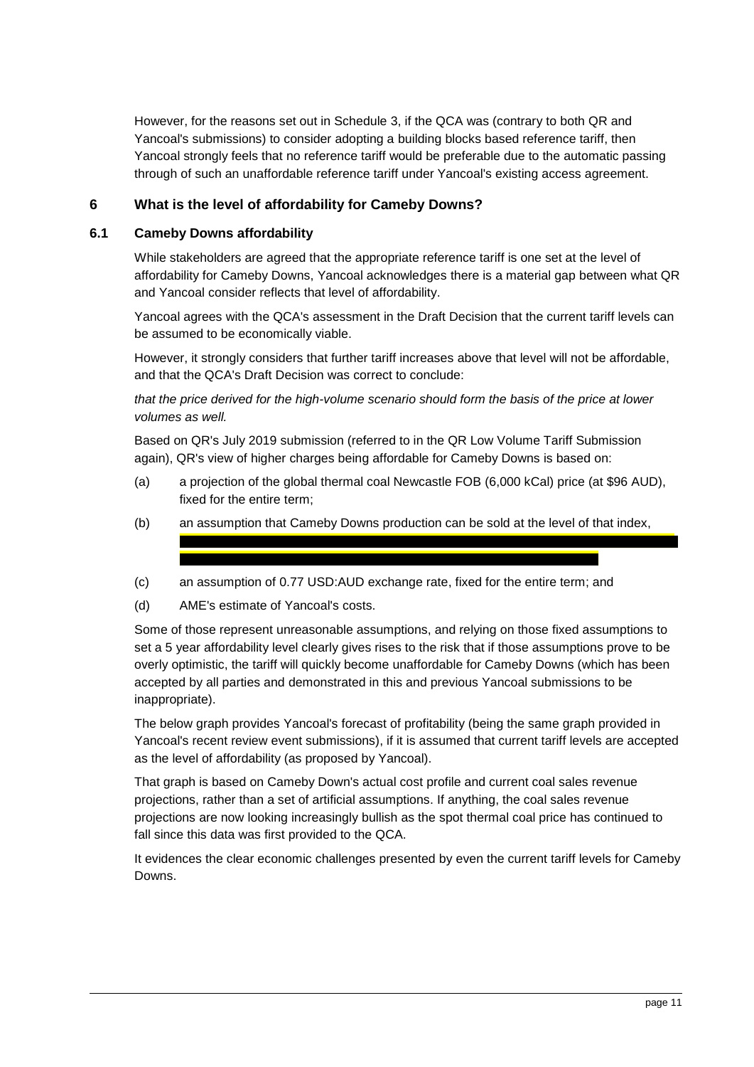However, for the reasons set out in Schedule 3, if the QCA was (contrary to both QR and Yancoal's submissions) to consider adopting a building blocks based reference tariff, then Yancoal strongly feels that no reference tariff would be preferable due to the automatic passing through of such an unaffordable reference tariff under Yancoal's existing access agreement.

## 6 What is the level of affordability for Cameby Downs?

### 6.1 Cameby Downs affordability

While stakeholders are agreed that the appropriate reference tariff is one set at the level of affordability for Cameby Downs, Yancoal acknowledges there is a material gap between what QR and Yancoal consider reflects that level of affordability.

Yancoal agrees with the QCA's assessment in the Draft Decision that the current tariff levels can be assumed to be economically viable.

However, it strongly considers that further tariff increases above that level will not be affordable, and that the QCA's Draft Decision was correct to conclude:

*that the price derived for the high-volume scenario should form the basis of the price at lower volumes as well.*

Based on QR's July 2019 submission (referred to in the QR Low Volume Tariff Submission again), QR's view of higher charges being affordable for Cameby Downs is based on:

(a) a projection of the global thermal coal Newcastle FOB (6,000 kCal) price (at $96 AUD), fixed for the entire term;

(b) an assumption that Cameby Downs production can be sold at the level of that index,

(c) an assumption of 0.77 USD:AUD exchange rate, fixed for the entire term; and

(d) AME's estimate of Yancoal's costs.

Some of those represent unreasonable assumptions, and relying on those fixed assumptions to set a 5 year affordability level clearly gives rises to the risk that if those assumptions prove to be overly optimistic, the tariff will quickly become unaffordable for Cameby Downs (which has been accepted by all parties and demonstrated in this and previous Yancoal submissions to be inappropriate).

The below graph provides Yancoal's forecast of profitability (being the same graph provided in Yancoal's recent review event submissions), if it is assumed that current tariff levels are accepted as the level of affordability (as proposed by Yancoal).

That graph is based on Cameby Down's actual cost profile and current coal sales revenue projections, rather than a set of artificial assumptions. If anything, the coal sales revenue projections are now looking increasingly bullish as the spot thermal coal price has continued to fall since this data was first provided to the QCA.

It evidences the clear economic challenges presented by even the current tariff levels for Cameby Downs.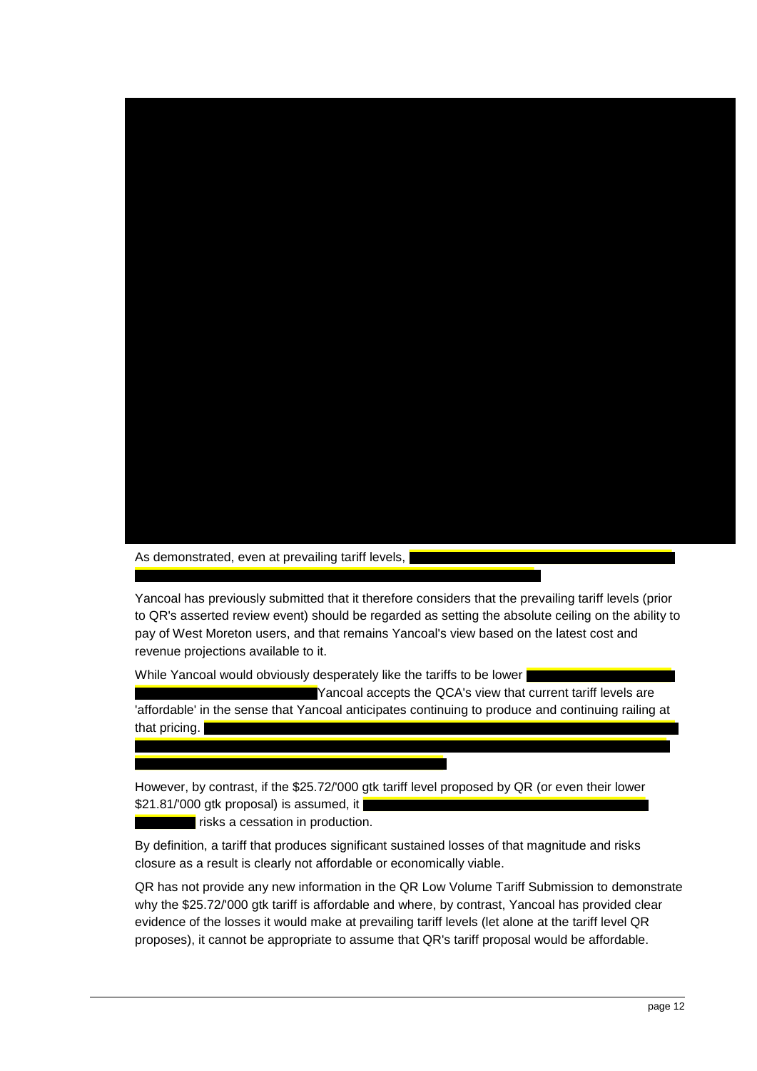As demonstrated, even at prevailing tariff levels,

Yancoal has previously submitted that it therefore considers that the prevailing tariff levels (prior to QR's asserted review event) should be regarded as setting the absolute ceiling on the ability to pay of West Moreton users, and that remains Yancoal's view based on the latest cost and revenue projections available to it.

While Yancoal would obviously desperately like the tariffs to be lower Yancoal accepts the QCA's view that current tariff levels are 'affordable' in the sense that Yancoal anticipates continuing to produce and continuing railing at that pricing.

However, by contrast, if the $25.72/'000 gtk tariff level proposed by QR (or even their lower $21.81/'000 gtk proposal) is assumed, it risks a cessation in production.

By definition, a tariff that produces significant sustained losses of that magnitude and risks closure as a result is clearly not affordable or economically viable.

QR has not provide any new information in the QR Low Volume Tariff Submission to demonstrate why the $25.72/'000 gtk tariff is affordable and where, by contrast, Yancoal has provided clear evidence of the losses it would make at prevailing tariff levels (let alone at the tariff level QR proposes), it cannot be appropriate to assume that QR's tariff proposal would be affordable.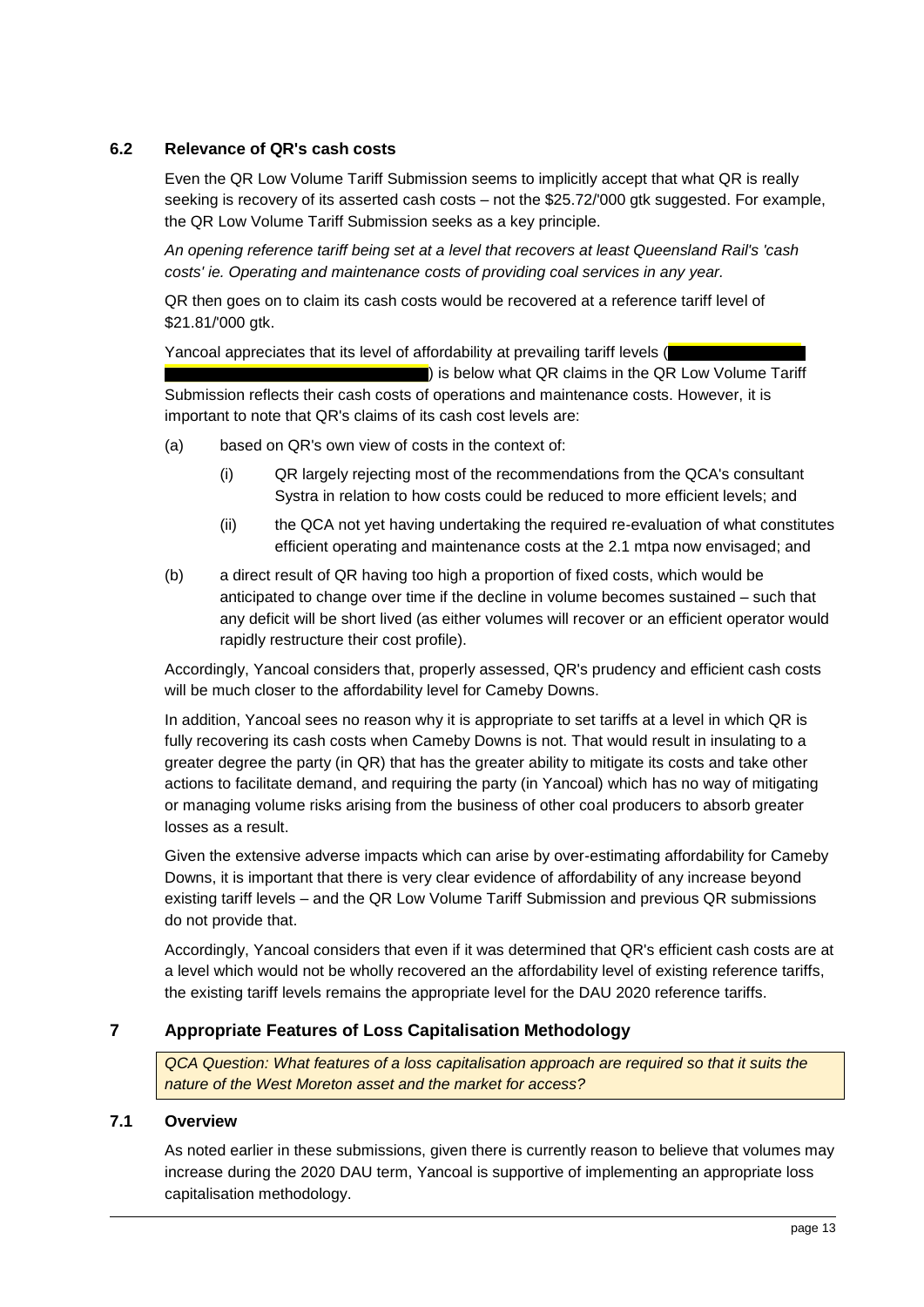### 6.2 Relevance of QR's cash costs

Even the QR Low Volume Tariff Submission seems to implicitly accept that what QR is really seeking is recovery of its asserted cash costs – not the $25.72/'000 gtk suggested. For example, the QR Low Volume Tariff Submission seeks as a key principle.

*An opening reference tariff being set at a level that recovers at least Queensland Rail's 'cash costs' ie. Operating and maintenance costs of providing coal services in any year.*

QR then goes on to claim its cash costs would be recovered at a reference tariff level of $21.81/'000 gtk.

Yancoal appreciates that its level of affordability at prevailing tariff levels ([redacted]) is below what QR claims in the QR Low Volume Tariff Submission reflects their cash costs of operations and maintenance costs. However, it is important to note that QR's claims of its cash cost levels are:

(a) based on QR's own view of costs in the context of:

  (i) QR largely rejecting most of the recommendations from the QCA's consultant Systra in relation to how costs could be reduced to more efficient levels; and

  (ii) the QCA not yet having undertaking the required re-evaluation of what constitutes efficient operating and maintenance costs at the 2.1 mtpa now envisaged; and

(b) a direct result of QR having too high a proportion of fixed costs, which would be anticipated to change over time if the decline in volume becomes sustained – such that any deficit will be short lived (as either volumes will recover or an efficient operator would rapidly restructure their cost profile).

Accordingly, Yancoal considers that, properly assessed, QR's prudency and efficient cash costs will be much closer to the affordability level for Cameby Downs.

In addition, Yancoal sees no reason why it is appropriate to set tariffs at a level in which QR is fully recovering its cash costs when Cameby Downs is not. That would result in insulating to a greater degree the party (in QR) that has the greater ability to mitigate its costs and take other actions to facilitate demand, and requiring the party (in Yancoal) which has no way of mitigating or managing volume risks arising from the business of other coal producers to absorb greater losses as a result.

Given the extensive adverse impacts which can arise by over-estimating affordability for Cameby Downs, it is important that there is very clear evidence of affordability of any increase beyond existing tariff levels – and the QR Low Volume Tariff Submission and previous QR submissions do not provide that.

Accordingly, Yancoal considers that even if it was determined that QR's efficient cash costs are at a level which would not be wholly recovered an the affordability level of existing reference tariffs, the existing tariff levels remains the appropriate level for the DAU 2020 reference tariffs.

## 7 Appropriate Features of Loss Capitalisation Methodology

*QCA Question: What features of a loss capitalisation approach are required so that it suits the nature of the West Moreton asset and the market for access?*

### 7.1 Overview

As noted earlier in these submissions, given there is currently reason to believe that volumes may increase during the 2020 DAU term, Yancoal is supportive of implementing an appropriate loss capitalisation methodology.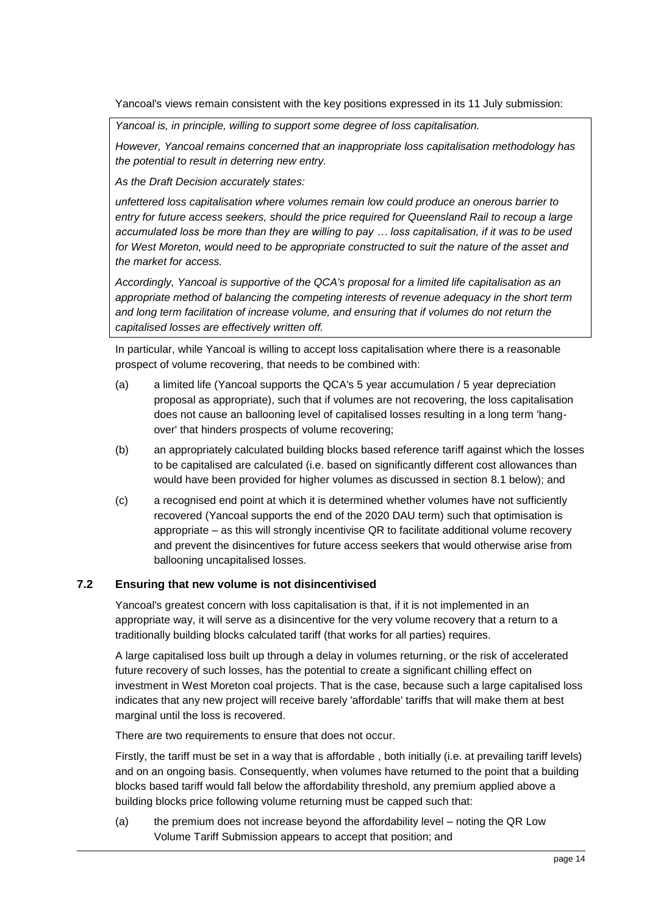Yancoal's views remain consistent with the key positions expressed in its 11 July submission:

> *Yancoal is, in principle, willing to support some degree of loss capitalisation.*
>
> *However, Yancoal remains concerned that an inappropriate loss capitalisation methodology has the potential to result in deterring new entry.*
>
> *As the Draft Decision accurately states:*
>
> *unfettered loss capitalisation where volumes remain low could produce an onerous barrier to entry for future access seekers, should the price required for Queensland Rail to recoup a large accumulated loss be more than they are willing to pay … loss capitalisation, if it was to be used for West Moreton, would need to be appropriate constructed to suit the nature of the asset and the market for access.*
>
> *Accordingly, Yancoal is supportive of the QCA's proposal for a limited life capitalisation as an appropriate method of balancing the competing interests of revenue adequacy in the short term and long term facilitation of increase volume, and ensuring that if volumes do not return the capitalised losses are effectively written off.*

In particular, while Yancoal is willing to accept loss capitalisation where there is a reasonable prospect of volume recovering, that needs to be combined with:

(a) a limited life (Yancoal supports the QCA's 5 year accumulation / 5 year depreciation proposal as appropriate), such that if volumes are not recovering, the loss capitalisation does not cause an ballooning level of capitalised losses resulting in a long term 'hang-over' that hinders prospects of volume recovering;

(b) an appropriately calculated building blocks based reference tariff against which the losses to be capitalised are calculated (i.e. based on significantly different cost allowances than would have been provided for higher volumes as discussed in section 8.1 below); and

(c) a recognised end point at which it is determined whether volumes have not sufficiently recovered (Yancoal supports the end of the 2020 DAU term) such that optimisation is appropriate – as this will strongly incentivise QR to facilitate additional volume recovery and prevent the disincentives for future access seekers that would otherwise arise from ballooning uncapitalised losses.

## 7.2 Ensuring that new volume is not disincentivised

Yancoal's greatest concern with loss capitalisation is that, if it is not implemented in an appropriate way, it will serve as a disincentive for the very volume recovery that a return to a traditionally building blocks calculated tariff (that works for all parties) requires.

A large capitalised loss built up through a delay in volumes returning, or the risk of accelerated future recovery of such losses, has the potential to create a significant chilling effect on investment in West Moreton coal projects. That is the case, because such a large capitalised loss indicates that any new project will receive barely 'affordable' tariffs that will make them at best marginal until the loss is recovered.

There are two requirements to ensure that does not occur.

Firstly, the tariff must be set in a way that is affordable , both initially (i.e. at prevailing tariff levels) and on an ongoing basis. Consequently, when volumes have returned to the point that a building blocks based tariff would fall below the affordability threshold, any premium applied above a building blocks price following volume returning must be capped such that:

(a) the premium does not increase beyond the affordability level – noting the QR Low Volume Tariff Submission appears to accept that position; and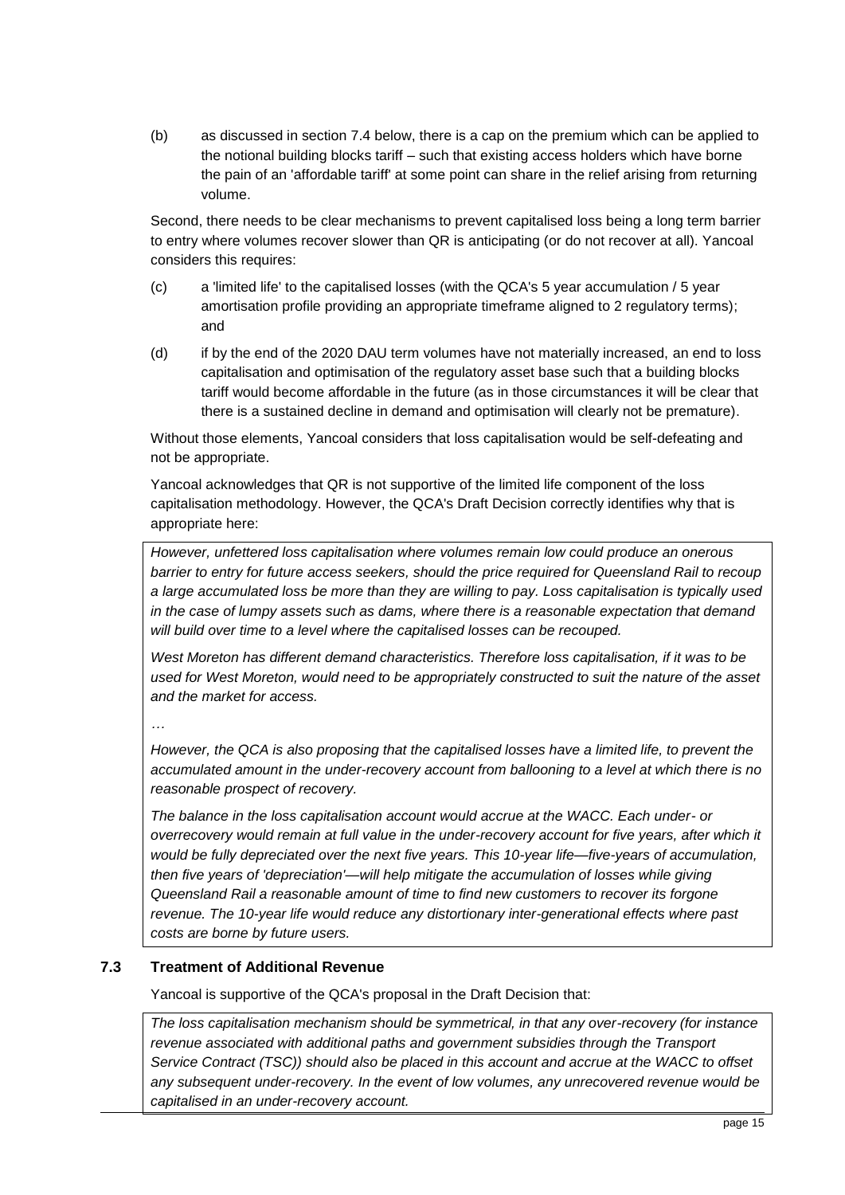(b) as discussed in section 7.4 below, there is a cap on the premium which can be applied to the notional building blocks tariff – such that existing access holders which have borne the pain of an 'affordable tariff' at some point can share in the relief arising from returning volume.

Second, there needs to be clear mechanisms to prevent capitalised loss being a long term barrier to entry where volumes recover slower than QR is anticipating (or do not recover at all). Yancoal considers this requires:

(c) a 'limited life' to the capitalised losses (with the QCA's 5 year accumulation / 5 year amortisation profile providing an appropriate timeframe aligned to 2 regulatory terms); and

(d) if by the end of the 2020 DAU term volumes have not materially increased, an end to loss capitalisation and optimisation of the regulatory asset base such that a building blocks tariff would become affordable in the future (as in those circumstances it will be clear that there is a sustained decline in demand and optimisation will clearly not be premature).

Without those elements, Yancoal considers that loss capitalisation would be self-defeating and not be appropriate.

Yancoal acknowledges that QR is not supportive of the limited life component of the loss capitalisation methodology. However, the QCA's Draft Decision correctly identifies why that is appropriate here:

> *However, unfettered loss capitalisation where volumes remain low could produce an onerous barrier to entry for future access seekers, should the price required for Queensland Rail to recoup a large accumulated loss be more than they are willing to pay. Loss capitalisation is typically used in the case of lumpy assets such as dams, where there is a reasonable expectation that demand will build over time to a level where the capitalised losses can be recouped.*
>
> *West Moreton has different demand characteristics. Therefore loss capitalisation, if it was to be used for West Moreton, would need to be appropriately constructed to suit the nature of the asset and the market for access.*
>
> *…*
>
> *However, the QCA is also proposing that the capitalised losses have a limited life, to prevent the accumulated amount in the under-recovery account from ballooning to a level at which there is no reasonable prospect of recovery.*
>
> *The balance in the loss capitalisation account would accrue at the WACC. Each under- or overrecovery would remain at full value in the under-recovery account for five years, after which it would be fully depreciated over the next five years. This 10-year life—five-years of accumulation, then five years of 'depreciation'—will help mitigate the accumulation of losses while giving Queensland Rail a reasonable amount of time to find new customers to recover its forgone revenue. The 10-year life would reduce any distortionary inter-generational effects where past costs are borne by future users.*

### 7.3 Treatment of Additional Revenue

Yancoal is supportive of the QCA's proposal in the Draft Decision that:

> *The loss capitalisation mechanism should be symmetrical, in that any over-recovery (for instance revenue associated with additional paths and government subsidies through the Transport Service Contract (TSC)) should also be placed in this account and accrue at the WACC to offset any subsequent under-recovery. In the event of low volumes, any unrecovered revenue would be capitalised in an under-recovery account.*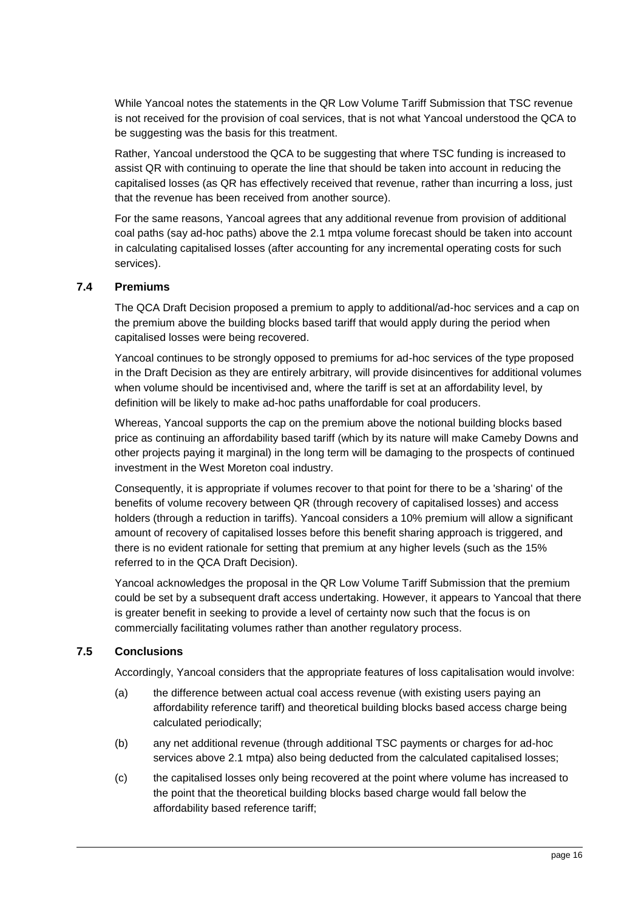While Yancoal notes the statements in the QR Low Volume Tariff Submission that TSC revenue is not received for the provision of coal services, that is not what Yancoal understood the QCA to be suggesting was the basis for this treatment.

Rather, Yancoal understood the QCA to be suggesting that where TSC funding is increased to assist QR with continuing to operate the line that should be taken into account in reducing the capitalised losses (as QR has effectively received that revenue, rather than incurring a loss, just that the revenue has been received from another source).

For the same reasons, Yancoal agrees that any additional revenue from provision of additional coal paths (say ad-hoc paths) above the 2.1 mtpa volume forecast should be taken into account in calculating capitalised losses (after accounting for any incremental operating costs for such services).

### 7.4 Premiums

The QCA Draft Decision proposed a premium to apply to additional/ad-hoc services and a cap on the premium above the building blocks based tariff that would apply during the period when capitalised losses were being recovered.

Yancoal continues to be strongly opposed to premiums for ad-hoc services of the type proposed in the Draft Decision as they are entirely arbitrary, will provide disincentives for additional volumes when volume should be incentivised and, where the tariff is set at an affordability level, by definition will be likely to make ad-hoc paths unaffordable for coal producers.

Whereas, Yancoal supports the cap on the premium above the notional building blocks based price as continuing an affordability based tariff (which by its nature will make Cameby Downs and other projects paying it marginal) in the long term will be damaging to the prospects of continued investment in the West Moreton coal industry.

Consequently, it is appropriate if volumes recover to that point for there to be a 'sharing' of the benefits of volume recovery between QR (through recovery of capitalised losses) and access holders (through a reduction in tariffs). Yancoal considers a 10% premium will allow a significant amount of recovery of capitalised losses before this benefit sharing approach is triggered, and there is no evident rationale for setting that premium at any higher levels (such as the 15% referred to in the QCA Draft Decision).

Yancoal acknowledges the proposal in the QR Low Volume Tariff Submission that the premium could be set by a subsequent draft access undertaking. However, it appears to Yancoal that there is greater benefit in seeking to provide a level of certainty now such that the focus is on commercially facilitating volumes rather than another regulatory process.

### 7.5 Conclusions

Accordingly, Yancoal considers that the appropriate features of loss capitalisation would involve:

(a) the difference between actual coal access revenue (with existing users paying an affordability reference tariff) and theoretical building blocks based access charge being calculated periodically;

(b) any net additional revenue (through additional TSC payments or charges for ad-hoc services above 2.1 mtpa) also being deducted from the calculated capitalised losses;

(c) the capitalised losses only being recovered at the point where volume has increased to the point that the theoretical building blocks based charge would fall below the affordability based reference tariff;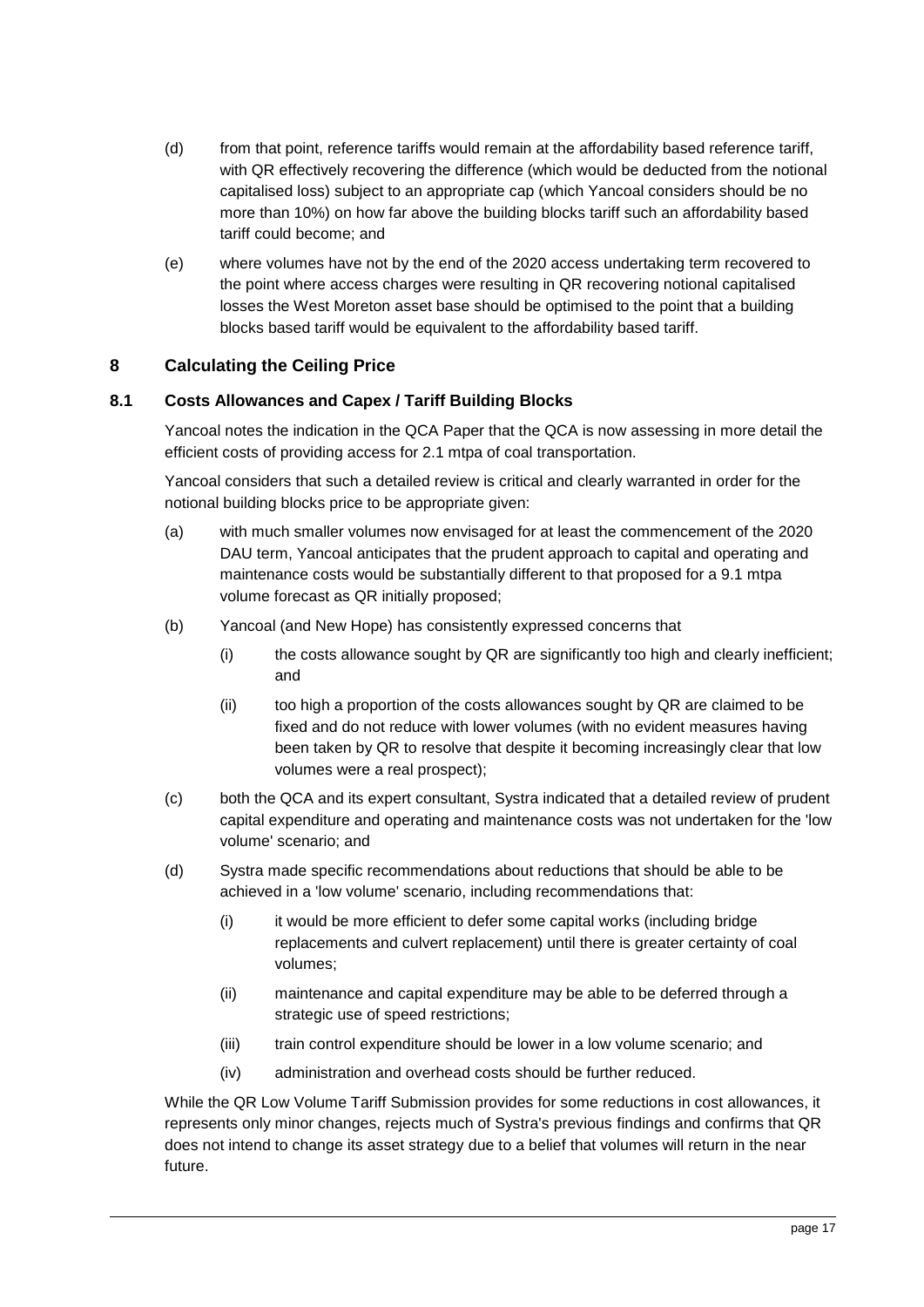(d) from that point, reference tariffs would remain at the affordability based reference tariff, with QR effectively recovering the difference (which would be deducted from the notional capitalised loss) subject to an appropriate cap (which Yancoal considers should be no more than 10%) on how far above the building blocks tariff such an affordability based tariff could become; and

(e) where volumes have not by the end of the 2020 access undertaking term recovered to the point where access charges were resulting in QR recovering notional capitalised losses the West Moreton asset base should be optimised to the point that a building blocks based tariff would be equivalent to the affordability based tariff.

## 8 Calculating the Ceiling Price

### 8.1 Costs Allowances and Capex / Tariff Building Blocks

Yancoal notes the indication in the QCA Paper that the QCA is now assessing in more detail the efficient costs of providing access for 2.1 mtpa of coal transportation.

Yancoal considers that such a detailed review is critical and clearly warranted in order for the notional building blocks price to be appropriate given:

(a) with much smaller volumes now envisaged for at least the commencement of the 2020 DAU term, Yancoal anticipates that the prudent approach to capital and operating and maintenance costs would be substantially different to that proposed for a 9.1 mtpa volume forecast as QR initially proposed;

(b) Yancoal (and New Hope) has consistently expressed concerns that

  (i) the costs allowance sought by QR are significantly too high and clearly inefficient; and

  (ii) too high a proportion of the costs allowances sought by QR are claimed to be fixed and do not reduce with lower volumes (with no evident measures having been taken by QR to resolve that despite it becoming increasingly clear that low volumes were a real prospect);

(c) both the QCA and its expert consultant, Systra indicated that a detailed review of prudent capital expenditure and operating and maintenance costs was not undertaken for the 'low volume' scenario; and

(d) Systra made specific recommendations about reductions that should be able to be achieved in a 'low volume' scenario, including recommendations that:

  (i) it would be more efficient to defer some capital works (including bridge replacements and culvert replacement) until there is greater certainty of coal volumes;

  (ii) maintenance and capital expenditure may be able to be deferred through a strategic use of speed restrictions;

  (iii) train control expenditure should be lower in a low volume scenario; and

  (iv) administration and overhead costs should be further reduced.

While the QR Low Volume Tariff Submission provides for some reductions in cost allowances, it represents only minor changes, rejects much of Systra's previous findings and confirms that QR does not intend to change its asset strategy due to a belief that volumes will return in the near future.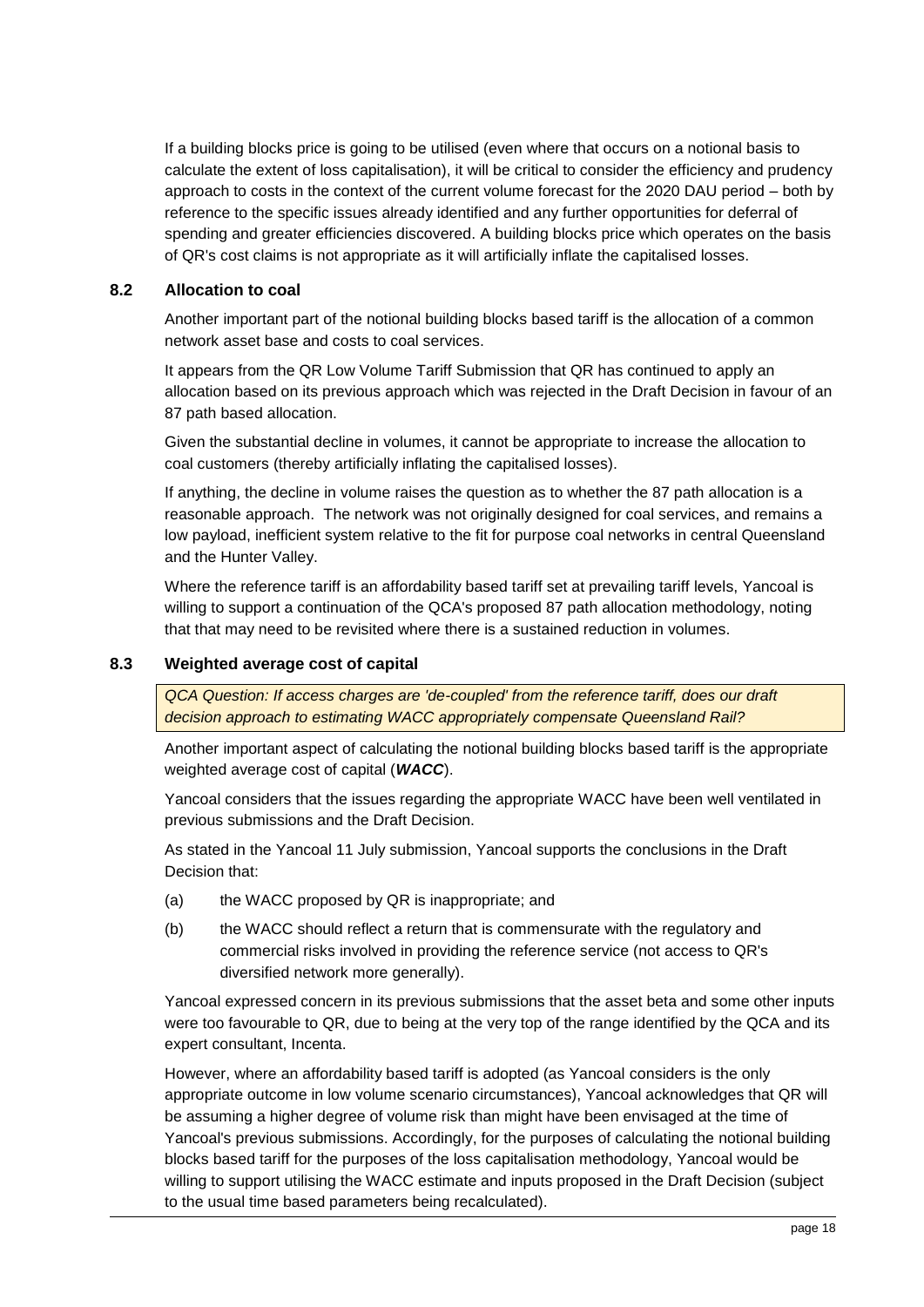If a building blocks price is going to be utilised (even where that occurs on a notional basis to calculate the extent of loss capitalisation), it will be critical to consider the efficiency and prudency approach to costs in the context of the current volume forecast for the 2020 DAU period – both by reference to the specific issues already identified and any further opportunities for deferral of spending and greater efficiencies discovered. A building blocks price which operates on the basis of QR's cost claims is not appropriate as it will artificially inflate the capitalised losses.

### 8.2 Allocation to coal

Another important part of the notional building blocks based tariff is the allocation of a common network asset base and costs to coal services.

It appears from the QR Low Volume Tariff Submission that QR has continued to apply an allocation based on its previous approach which was rejected in the Draft Decision in favour of an 87 path based allocation.

Given the substantial decline in volumes, it cannot be appropriate to increase the allocation to coal customers (thereby artificially inflating the capitalised losses).

If anything, the decline in volume raises the question as to whether the 87 path allocation is a reasonable approach. The network was not originally designed for coal services, and remains a low payload, inefficient system relative to the fit for purpose coal networks in central Queensland and the Hunter Valley.

Where the reference tariff is an affordability based tariff set at prevailing tariff levels, Yancoal is willing to support a continuation of the QCA's proposed 87 path allocation methodology, noting that that may need to be revisited where there is a sustained reduction in volumes.

### 8.3 Weighted average cost of capital

*QCA Question: If access charges are 'de-coupled' from the reference tariff, does our draft decision approach to estimating WACC appropriately compensate Queensland Rail?*

Another important aspect of calculating the notional building blocks based tariff is the appropriate weighted average cost of capital (***WACC***).

Yancoal considers that the issues regarding the appropriate WACC have been well ventilated in previous submissions and the Draft Decision.

As stated in the Yancoal 11 July submission, Yancoal supports the conclusions in the Draft Decision that:

(a) the WACC proposed by QR is inappropriate; and

(b) the WACC should reflect a return that is commensurate with the regulatory and commercial risks involved in providing the reference service (not access to QR's diversified network more generally).

Yancoal expressed concern in its previous submissions that the asset beta and some other inputs were too favourable to QR, due to being at the very top of the range identified by the QCA and its expert consultant, Incenta.

However, where an affordability based tariff is adopted (as Yancoal considers is the only appropriate outcome in low volume scenario circumstances), Yancoal acknowledges that QR will be assuming a higher degree of volume risk than might have been envisaged at the time of Yancoal's previous submissions. Accordingly, for the purposes of calculating the notional building blocks based tariff for the purposes of the loss capitalisation methodology, Yancoal would be willing to support utilising the WACC estimate and inputs proposed in the Draft Decision (subject to the usual time based parameters being recalculated).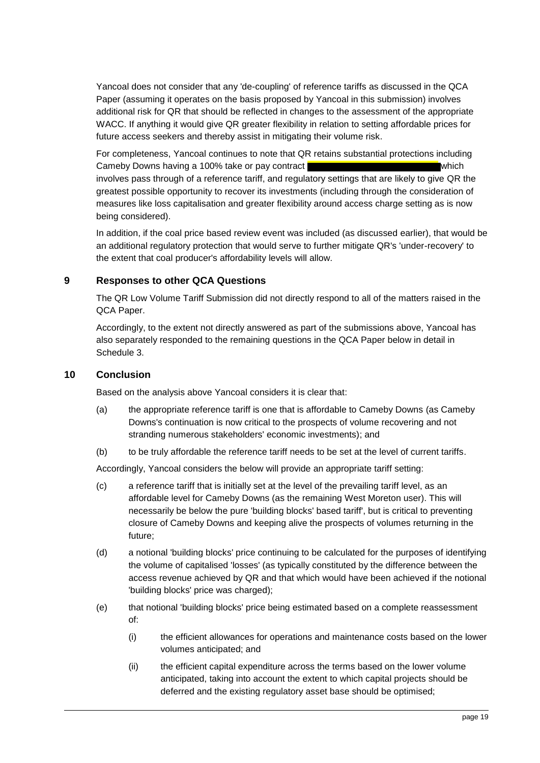Yancoal does not consider that any 'de-coupling' of reference tariffs as discussed in the QCA Paper (assuming it operates on the basis proposed by Yancoal in this submission) involves additional risk for QR that should be reflected in changes to the assessment of the appropriate WACC. If anything it would give QR greater flexibility in relation to setting affordable prices for future access seekers and thereby assist in mitigating their volume risk.

For completeness, Yancoal continues to note that QR retains substantial protections including Cameby Downs having a 100% take or pay contract [redacted] which involves pass through of a reference tariff, and regulatory settings that are likely to give QR the greatest possible opportunity to recover its investments (including through the consideration of measures like loss capitalisation and greater flexibility around access charge setting as is now being considered).

In addition, if the coal price based review event was included (as discussed earlier), that would be an additional regulatory protection that would serve to further mitigate QR's 'under-recovery' to the extent that coal producer's affordability levels will allow.

## 9 Responses to other QCA Questions

The QR Low Volume Tariff Submission did not directly respond to all of the matters raised in the QCA Paper.

Accordingly, to the extent not directly answered as part of the submissions above, Yancoal has also separately responded to the remaining questions in the QCA Paper below in detail in Schedule 3.

## 10 Conclusion

Based on the analysis above Yancoal considers it is clear that:

(a) the appropriate reference tariff is one that is affordable to Cameby Downs (as Cameby Downs's continuation is now critical to the prospects of volume recovering and not stranding numerous stakeholders' economic investments); and

(b) to be truly affordable the reference tariff needs to be set at the level of current tariffs.

Accordingly, Yancoal considers the below will provide an appropriate tariff setting:

(c) a reference tariff that is initially set at the level of the prevailing tariff level, as an affordable level for Cameby Downs (as the remaining West Moreton user). This will necessarily be below the pure 'building blocks' based tariff', but is critical to preventing closure of Cameby Downs and keeping alive the prospects of volumes returning in the future;

(d) a notional 'building blocks' price continuing to be calculated for the purposes of identifying the volume of capitalised 'losses' (as typically constituted by the difference between the access revenue achieved by QR and that which would have been achieved if the notional 'building blocks' price was charged);

(e) that notional 'building blocks' price being estimated based on a complete reassessment of:

   (i) the efficient allowances for operations and maintenance costs based on the lower volumes anticipated; and

   (ii) the efficient capital expenditure across the terms based on the lower volume anticipated, taking into account the extent to which capital projects should be deferred and the existing regulatory asset base should be optimised;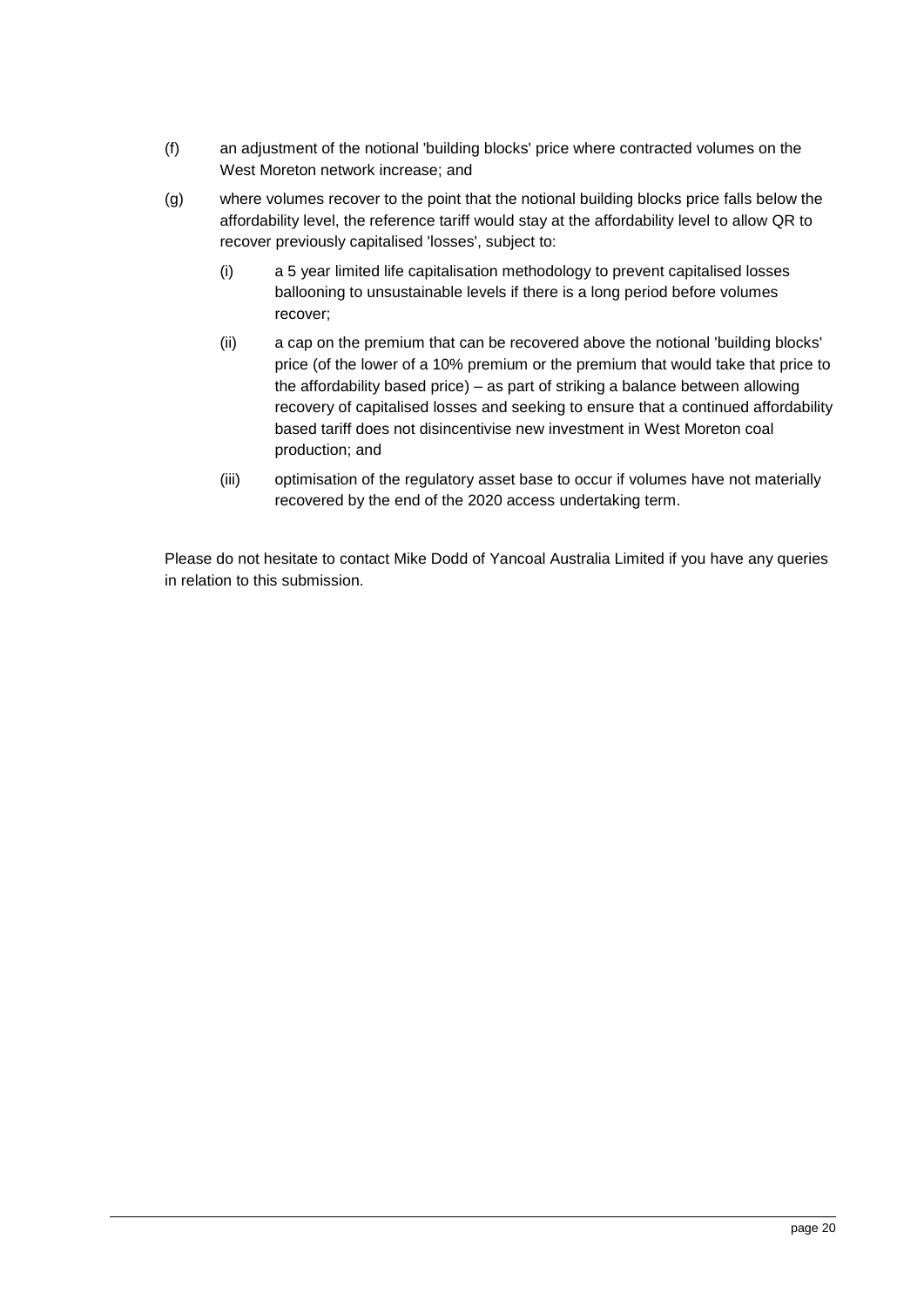(f) an adjustment of the notional 'building blocks' price where contracted volumes on the West Moreton network increase; and

(g) where volumes recover to the point that the notional building blocks price falls below the affordability level, the reference tariff would stay at the affordability level to allow QR to recover previously capitalised 'losses', subject to:

   (i) a 5 year limited life capitalisation methodology to prevent capitalised losses ballooning to unsustainable levels if there is a long period before volumes recover;

   (ii) a cap on the premium that can be recovered above the notional 'building blocks' price (of the lower of a 10% premium or the premium that would take that price to the affordability based price) – as part of striking a balance between allowing recovery of capitalised losses and seeking to ensure that a continued affordability based tariff does not disincentivise new investment in West Moreton coal production; and

   (iii) optimisation of the regulatory asset base to occur if volumes have not materially recovered by the end of the 2020 access undertaking term.

Please do not hesitate to contact Mike Dodd of Yancoal Australia Limited if you have any queries in relation to this submission.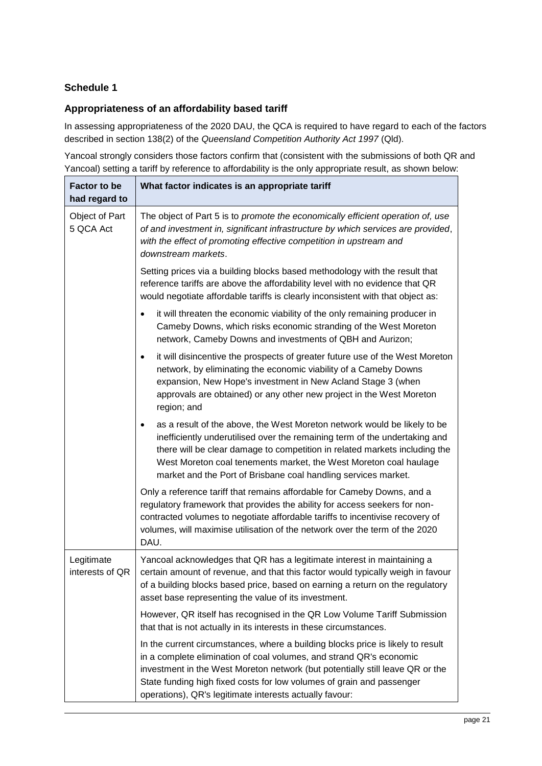## Schedule 1

### Appropriateness of an affordability based tariff

In assessing appropriateness of the 2020 DAU, the QCA is required to have regard to each of the factors described in section 138(2) of the *Queensland Competition Authority Act 1997* (Qld).

Yancoal strongly considers those factors confirm that (consistent with the submissions of both QR and Yancoal) setting a tariff by reference to affordability is the only appropriate result, as shown below:

| Factor to be had regard to | What factor indicates is an appropriate tariff |
|---|---|
| Object of Part 5 QCA Act | The object of Part 5 is to *promote the economically efficient operation of, use of and investment in, significant infrastructure by which services are provided, with the effect of promoting effective competition in upstream and downstream markets*.<br><br>Setting prices via a building blocks based methodology with the result that reference tariffs are above the affordability level with no evidence that QR would negotiate affordable tariffs is clearly inconsistent with that object as:<br><br>• it will threaten the economic viability of the only remaining producer in Cameby Downs, which risks economic stranding of the West Moreton network, Cameby Downs and investments of QBH and Aurizon;<br>• it will disincentive the prospects of greater future use of the West Moreton network, by eliminating the economic viability of a Cameby Downs expansion, New Hope's investment in New Acland Stage 3 (when approvals are obtained) or any other new project in the West Moreton region; and<br>• as a result of the above, the West Moreton network would be likely to be inefficiently underutilised over the remaining term of the undertaking and there will be clear damage to competition in related markets including the West Moreton coal tenements market, the West Moreton coal haulage market and the Port of Brisbane coal handling services market.<br><br>Only a reference tariff that remains affordable for Cameby Downs, and a regulatory framework that provides the ability for access seekers for non-contracted volumes to negotiate affordable tariffs to incentivise recovery of volumes, will maximise utilisation of the network over the term of the 2020 DAU. |
| Legitimate interests of QR | Yancoal acknowledges that QR has a legitimate interest in maintaining a certain amount of revenue, and that this factor would typically weigh in favour of a building blocks based price, based on earning a return on the regulatory asset base representing the value of its investment.<br><br>However, QR itself has recognised in the QR Low Volume Tariff Submission that that is not actually in its interests in these circumstances.<br><br>In the current circumstances, where a building blocks price is likely to result in a complete elimination of coal volumes, and strand QR's economic investment in the West Moreton network (but potentially still leave QR or the State funding high fixed costs for low volumes of grain and passenger operations), QR's legitimate interests actually favour: |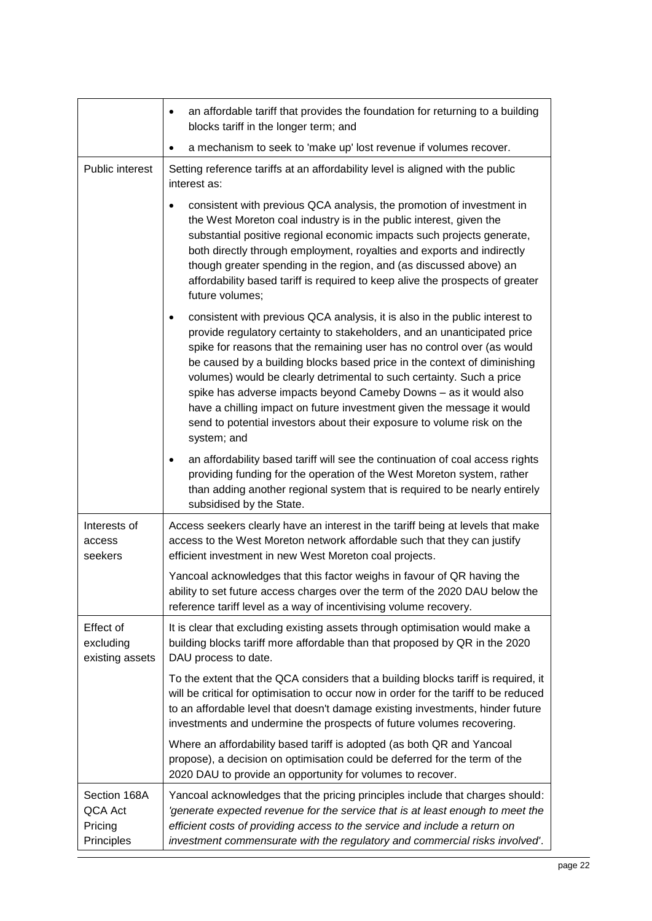| | |
|---|---|
| | • an affordable tariff that provides the foundation for returning to a building blocks tariff in the longer term; and<br>• a mechanism to seek to 'make up' lost revenue if volumes recover. |
| Public interest | Setting reference tariffs at an affordability level is aligned with the public interest as:<br>• consistent with previous QCA analysis, the promotion of investment in the West Moreton coal industry is in the public interest, given the substantial positive regional economic impacts such projects generate, both directly through employment, royalties and exports and indirectly though greater spending in the region, and (as discussed above) an affordability based tariff is required to keep alive the prospects of greater future volumes;<br>• consistent with previous QCA analysis, it is also in the public interest to provide regulatory certainty to stakeholders, and an unanticipated price spike for reasons that the remaining user has no control over (as would be caused by a building blocks based price in the context of diminishing volumes) would be clearly detrimental to such certainty. Such a price spike has adverse impacts beyond Cameby Downs – as it would also have a chilling impact on future investment given the message it would send to potential investors about their exposure to volume risk on the system; and<br>• an affordability based tariff will see the continuation of coal access rights providing funding for the operation of the West Moreton system, rather than adding another regional system that is required to be nearly entirely subsidised by the State. |
| Interests of access seekers | Access seekers clearly have an interest in the tariff being at levels that make access to the West Moreton network affordable such that they can justify efficient investment in new West Moreton coal projects.<br>Yancoal acknowledges that this factor weighs in favour of QR having the ability to set future access charges over the term of the 2020 DAU below the reference tariff level as a way of incentivising volume recovery. |
| Effect of excluding existing assets | It is clear that excluding existing assets through optimisation would make a building blocks tariff more affordable than that proposed by QR in the 2020 DAU process to date.<br>To the extent that the QCA considers that a building blocks tariff is required, it will be critical for optimisation to occur now in order for the tariff to be reduced to an affordable level that doesn't damage existing investments, hinder future investments and undermine the prospects of future volumes recovering.<br>Where an affordability based tariff is adopted (as both QR and Yancoal propose), a decision on optimisation could be deferred for the term of the 2020 DAU to provide an opportunity for volumes to recover. |
| Section 168A QCA Act Pricing Principles | Yancoal acknowledges that the pricing principles include that charges should: *'generate expected revenue for the service that is at least enough to meet the efficient costs of providing access to the service and include a return on investment commensurate with the regulatory and commercial risks involved'*. |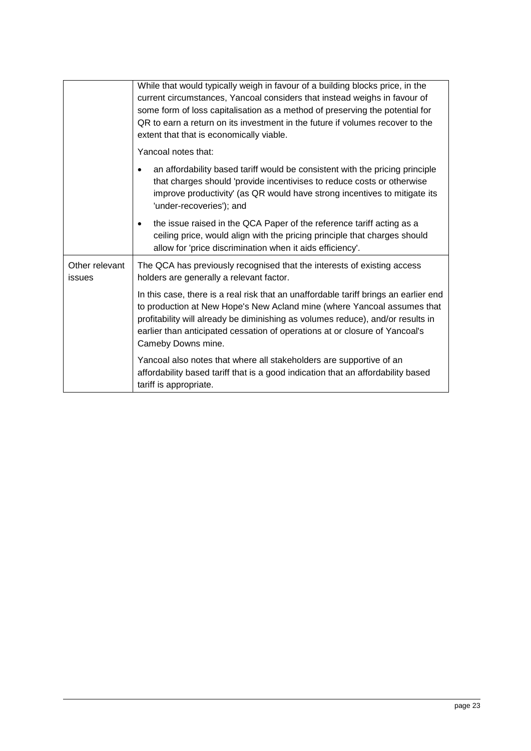| | |
|---|---|
| | While that would typically weigh in favour of a building blocks price, in the current circumstances, Yancoal considers that instead weighs in favour of some form of loss capitalisation as a method of preserving the potential for QR to earn a return on its investment in the future if volumes recover to the extent that that is economically viable.<br><br>Yancoal notes that:<br><br>• an affordability based tariff would be consistent with the pricing principle that charges should 'provide incentivises to reduce costs or otherwise improve productivity' (as QR would have strong incentives to mitigate its 'under-recoveries'); and<br><br>• the issue raised in the QCA Paper of the reference tariff acting as a ceiling price, would align with the pricing principle that charges should allow for 'price discrimination when it aids efficiency'. |
| Other relevant issues | The QCA has previously recognised that the interests of existing access holders are generally a relevant factor.<br><br>In this case, there is a real risk that an unaffordable tariff brings an earlier end to production at New Hope's New Acland mine (where Yancoal assumes that profitability will already be diminishing as volumes reduce), and/or results in earlier than anticipated cessation of operations at or closure of Yancoal's Cameby Downs mine.<br><br>Yancoal also notes that where all stakeholders are supportive of an affordability based tariff that is a good indication that an affordability based tariff is appropriate. |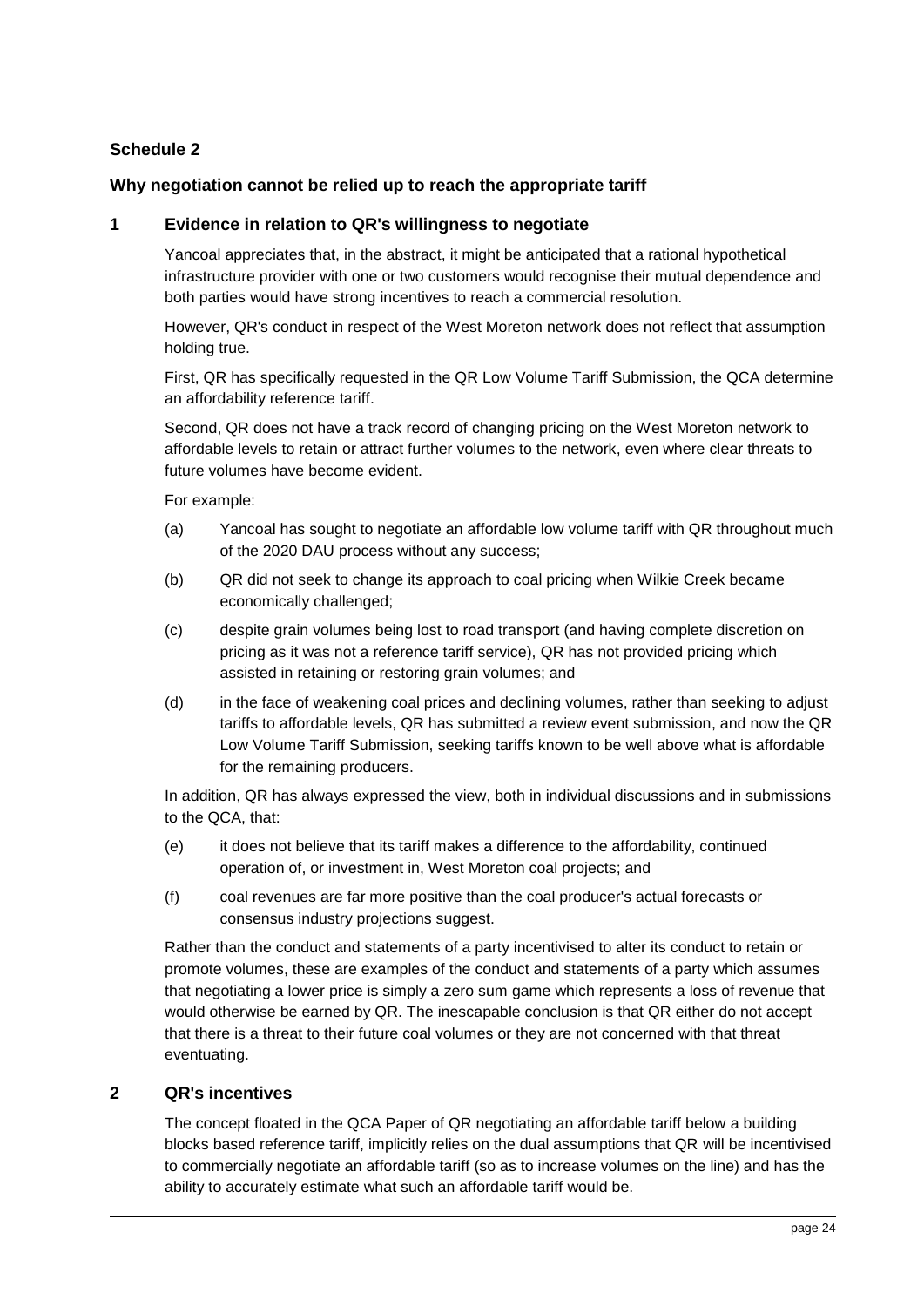**Schedule 2**

**Why negotiation cannot be relied up to reach the appropriate tariff**

## 1 Evidence in relation to QR's willingness to negotiate

Yancoal appreciates that, in the abstract, it might be anticipated that a rational hypothetical infrastructure provider with one or two customers would recognise their mutual dependence and both parties would have strong incentives to reach a commercial resolution.

However, QR's conduct in respect of the West Moreton network does not reflect that assumption holding true.

First, QR has specifically requested in the QR Low Volume Tariff Submission, the QCA determine an affordability reference tariff.

Second, QR does not have a track record of changing pricing on the West Moreton network to affordable levels to retain or attract further volumes to the network, even where clear threats to future volumes have become evident.

For example:

(a) Yancoal has sought to negotiate an affordable low volume tariff with QR throughout much of the 2020 DAU process without any success;

(b) QR did not seek to change its approach to coal pricing when Wilkie Creek became economically challenged;

(c) despite grain volumes being lost to road transport (and having complete discretion on pricing as it was not a reference tariff service), QR has not provided pricing which assisted in retaining or restoring grain volumes; and

(d) in the face of weakening coal prices and declining volumes, rather than seeking to adjust tariffs to affordable levels, QR has submitted a review event submission, and now the QR Low Volume Tariff Submission, seeking tariffs known to be well above what is affordable for the remaining producers.

In addition, QR has always expressed the view, both in individual discussions and in submissions to the QCA, that:

(e) it does not believe that its tariff makes a difference to the affordability, continued operation of, or investment in, West Moreton coal projects; and

(f) coal revenues are far more positive than the coal producer's actual forecasts or consensus industry projections suggest.

Rather than the conduct and statements of a party incentivised to alter its conduct to retain or promote volumes, these are examples of the conduct and statements of a party which assumes that negotiating a lower price is simply a zero sum game which represents a loss of revenue that would otherwise be earned by QR. The inescapable conclusion is that QR either do not accept that there is a threat to their future coal volumes or they are not concerned with that threat eventuating.

## 2 QR's incentives

The concept floated in the QCA Paper of QR negotiating an affordable tariff below a building blocks based reference tariff, implicitly relies on the dual assumptions that QR will be incentivised to commercially negotiate an affordable tariff (so as to increase volumes on the line) and has the ability to accurately estimate what such an affordable tariff would be.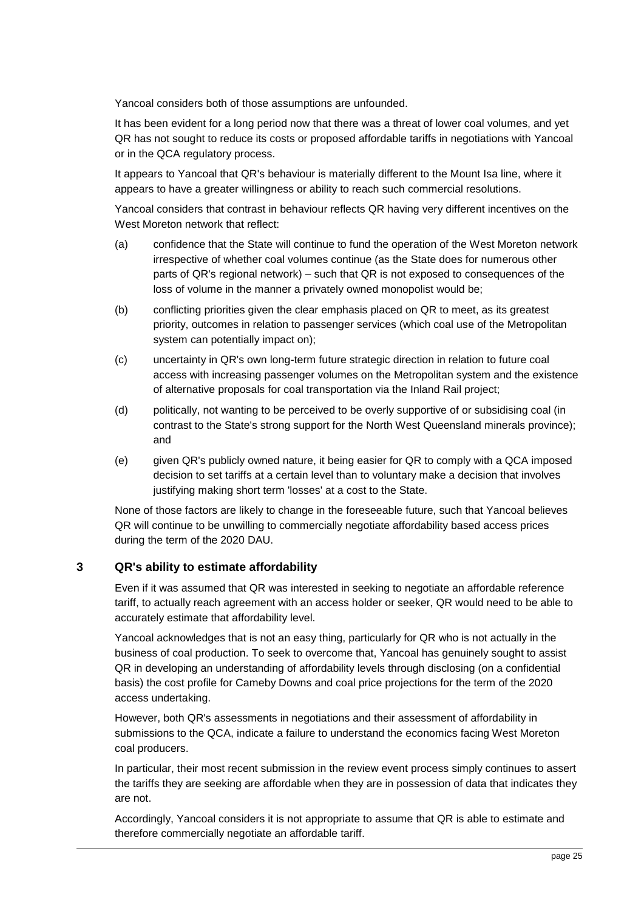Yancoal considers both of those assumptions are unfounded.

It has been evident for a long period now that there was a threat of lower coal volumes, and yet QR has not sought to reduce its costs or proposed affordable tariffs in negotiations with Yancoal or in the QCA regulatory process.

It appears to Yancoal that QR's behaviour is materially different to the Mount Isa line, where it appears to have a greater willingness or ability to reach such commercial resolutions.

Yancoal considers that contrast in behaviour reflects QR having very different incentives on the West Moreton network that reflect:

(a) confidence that the State will continue to fund the operation of the West Moreton network irrespective of whether coal volumes continue (as the State does for numerous other parts of QR's regional network) – such that QR is not exposed to consequences of the loss of volume in the manner a privately owned monopolist would be;

(b) conflicting priorities given the clear emphasis placed on QR to meet, as its greatest priority, outcomes in relation to passenger services (which coal use of the Metropolitan system can potentially impact on);

(c) uncertainty in QR's own long-term future strategic direction in relation to future coal access with increasing passenger volumes on the Metropolitan system and the existence of alternative proposals for coal transportation via the Inland Rail project;

(d) politically, not wanting to be perceived to be overly supportive of or subsidising coal (in contrast to the State's strong support for the North West Queensland minerals province); and

(e) given QR's publicly owned nature, it being easier for QR to comply with a QCA imposed decision to set tariffs at a certain level than to voluntary make a decision that involves justifying making short term 'losses' at a cost to the State.

None of those factors are likely to change in the foreseeable future, such that Yancoal believes QR will continue to be unwilling to commercially negotiate affordability based access prices during the term of the 2020 DAU.

## 3 QR's ability to estimate affordability

Even if it was assumed that QR was interested in seeking to negotiate an affordable reference tariff, to actually reach agreement with an access holder or seeker, QR would need to be able to accurately estimate that affordability level.

Yancoal acknowledges that is not an easy thing, particularly for QR who is not actually in the business of coal production. To seek to overcome that, Yancoal has genuinely sought to assist QR in developing an understanding of affordability levels through disclosing (on a confidential basis) the cost profile for Cameby Downs and coal price projections for the term of the 2020 access undertaking.

However, both QR's assessments in negotiations and their assessment of affordability in submissions to the QCA, indicate a failure to understand the economics facing West Moreton coal producers.

In particular, their most recent submission in the review event process simply continues to assert the tariffs they are seeking are affordable when they are in possession of data that indicates they are not.

Accordingly, Yancoal considers it is not appropriate to assume that QR is able to estimate and therefore commercially negotiate an affordable tariff.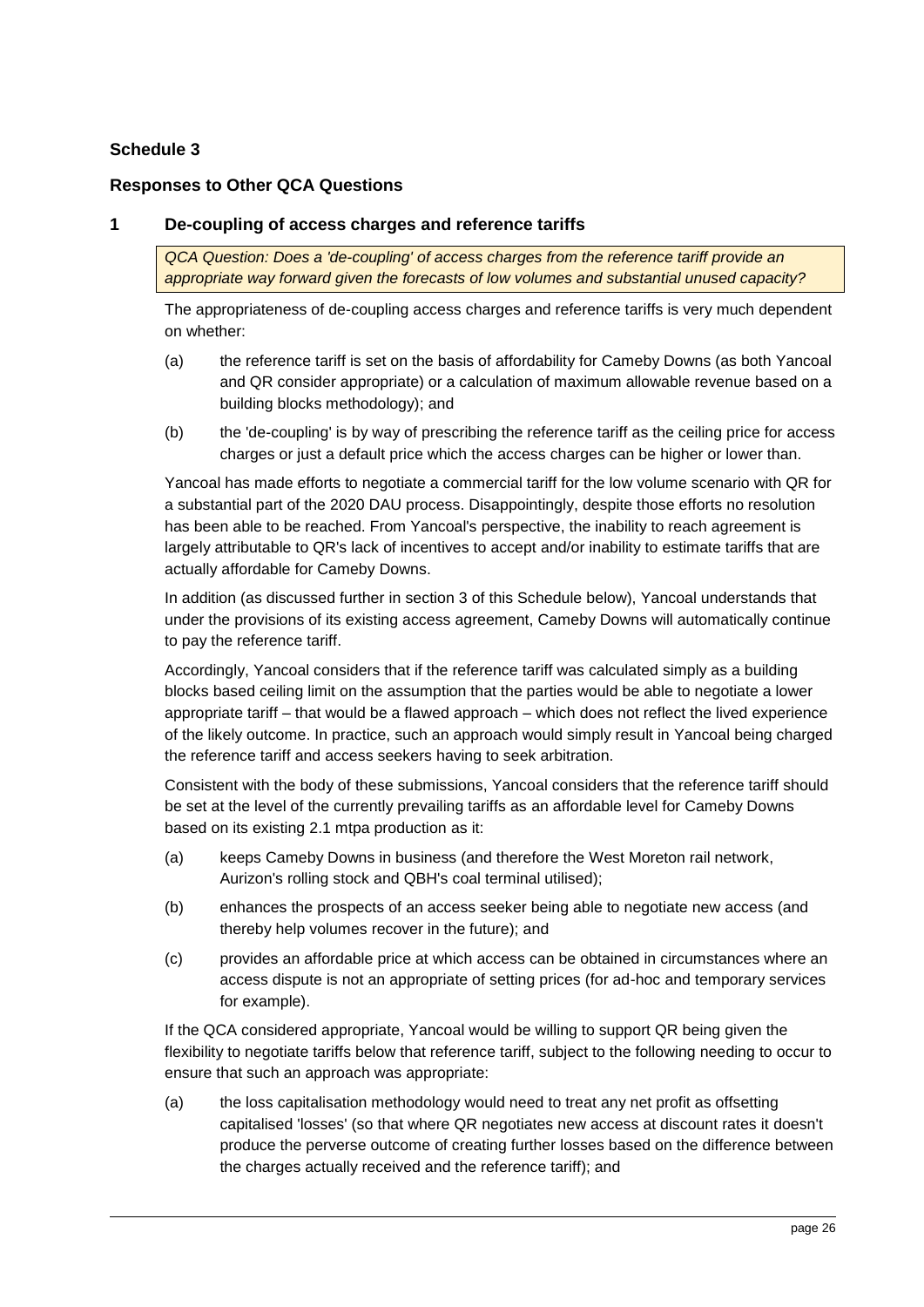## Schedule 3

## Responses to Other QCA Questions

### 1 De-coupling of access charges and reference tariffs

*QCA Question: Does a 'de-coupling' of access charges from the reference tariff provide an appropriate way forward given the forecasts of low volumes and substantial unused capacity?*

The appropriateness of de-coupling access charges and reference tariffs is very much dependent on whether:

(a) the reference tariff is set on the basis of affordability for Cameby Downs (as both Yancoal and QR consider appropriate) or a calculation of maximum allowable revenue based on a building blocks methodology); and

(b) the 'de-coupling' is by way of prescribing the reference tariff as the ceiling price for access charges or just a default price which the access charges can be higher or lower than.

Yancoal has made efforts to negotiate a commercial tariff for the low volume scenario with QR for a substantial part of the 2020 DAU process. Disappointingly, despite those efforts no resolution has been able to be reached. From Yancoal's perspective, the inability to reach agreement is largely attributable to QR's lack of incentives to accept and/or inability to estimate tariffs that are actually affordable for Cameby Downs.

In addition (as discussed further in section 3 of this Schedule below), Yancoal understands that under the provisions of its existing access agreement, Cameby Downs will automatically continue to pay the reference tariff.

Accordingly, Yancoal considers that if the reference tariff was calculated simply as a building blocks based ceiling limit on the assumption that the parties would be able to negotiate a lower appropriate tariff – that would be a flawed approach – which does not reflect the lived experience of the likely outcome. In practice, such an approach would simply result in Yancoal being charged the reference tariff and access seekers having to seek arbitration.

Consistent with the body of these submissions, Yancoal considers that the reference tariff should be set at the level of the currently prevailing tariffs as an affordable level for Cameby Downs based on its existing 2.1 mtpa production as it:

(a) keeps Cameby Downs in business (and therefore the West Moreton rail network, Aurizon's rolling stock and QBH's coal terminal utilised);

(b) enhances the prospects of an access seeker being able to negotiate new access (and thereby help volumes recover in the future); and

(c) provides an affordable price at which access can be obtained in circumstances where an access dispute is not an appropriate of setting prices (for ad-hoc and temporary services for example).

If the QCA considered appropriate, Yancoal would be willing to support QR being given the flexibility to negotiate tariffs below that reference tariff, subject to the following needing to occur to ensure that such an approach was appropriate:

(a) the loss capitalisation methodology would need to treat any net profit as offsetting capitalised 'losses' (so that where QR negotiates new access at discount rates it doesn't produce the perverse outcome of creating further losses based on the difference between the charges actually received and the reference tariff); and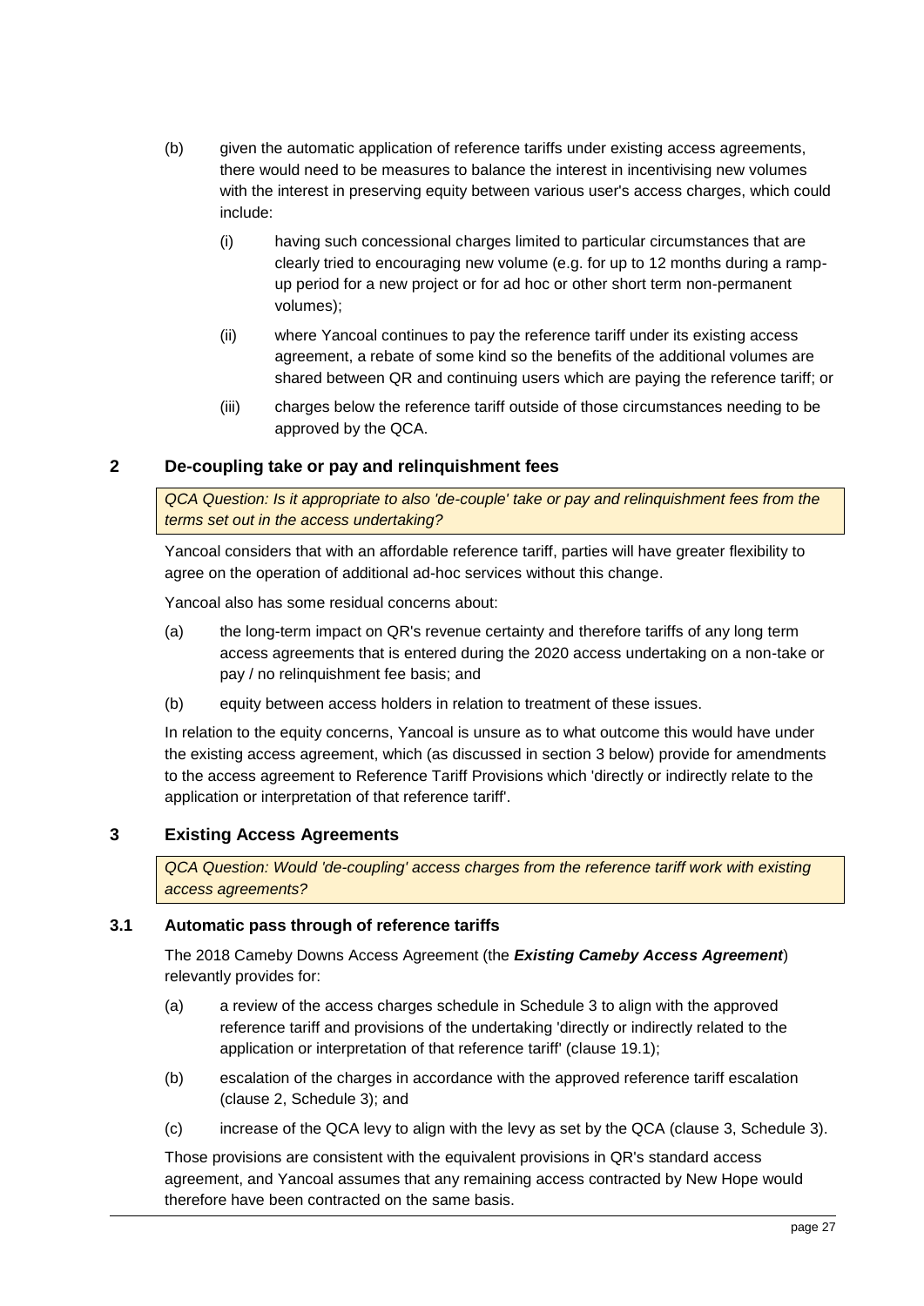(b) given the automatic application of reference tariffs under existing access agreements, there would need to be measures to balance the interest in incentivising new volumes with the interest in preserving equity between various user's access charges, which could include:

  (i) having such concessional charges limited to particular circumstances that are clearly tried to encouraging new volume (e.g. for up to 12 months during a ramp-up period for a new project or for ad hoc or other short term non-permanent volumes);

  (ii) where Yancoal continues to pay the reference tariff under its existing access agreement, a rebate of some kind so the benefits of the additional volumes are shared between QR and continuing users which are paying the reference tariff; or

  (iii) charges below the reference tariff outside of those circumstances needing to be approved by the QCA.

## 2 De-coupling take or pay and relinquishment fees

*QCA Question: Is it appropriate to also 'de-couple' take or pay and relinquishment fees from the terms set out in the access undertaking?*

Yancoal considers that with an affordable reference tariff, parties will have greater flexibility to agree on the operation of additional ad-hoc services without this change.

Yancoal also has some residual concerns about:

(a) the long-term impact on QR's revenue certainty and therefore tariffs of any long term access agreements that is entered during the 2020 access undertaking on a non-take or pay / no relinquishment fee basis; and

(b) equity between access holders in relation to treatment of these issues.

In relation to the equity concerns, Yancoal is unsure as to what outcome this would have under the existing access agreement, which (as discussed in section 3 below) provide for amendments to the access agreement to Reference Tariff Provisions which 'directly or indirectly relate to the application or interpretation of that reference tariff'.

## 3 Existing Access Agreements

*QCA Question: Would 'de-coupling' access charges from the reference tariff work with existing access agreements?*

### 3.1 Automatic pass through of reference tariffs

The 2018 Cameby Downs Access Agreement (the ***Existing Cameby Access Agreement***) relevantly provides for:

(a) a review of the access charges schedule in Schedule 3 to align with the approved reference tariff and provisions of the undertaking 'directly or indirectly related to the application or interpretation of that reference tariff' (clause 19.1);

(b) escalation of the charges in accordance with the approved reference tariff escalation (clause 2, Schedule 3); and

(c) increase of the QCA levy to align with the levy as set by the QCA (clause 3, Schedule 3).

Those provisions are consistent with the equivalent provisions in QR's standard access agreement, and Yancoal assumes that any remaining access contracted by New Hope would therefore have been contracted on the same basis.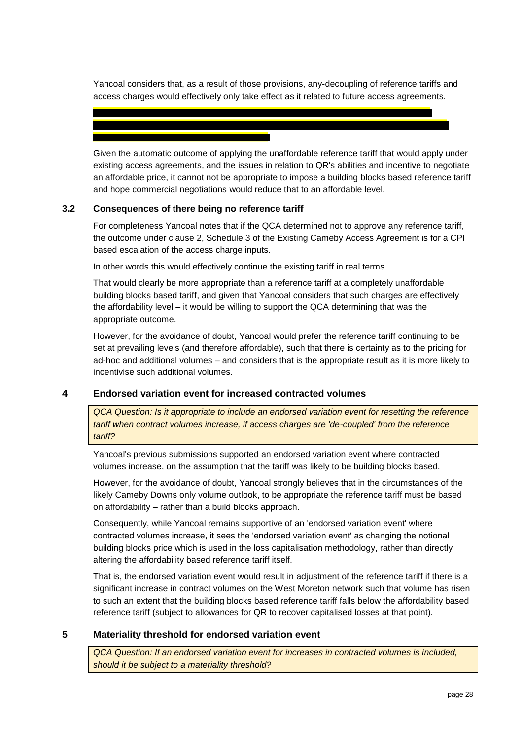Yancoal considers that, as a result of those provisions, any-decoupling of reference tariffs and access charges would effectively only take effect as it related to future access agreements.

Given the automatic outcome of applying the unaffordable reference tariff that would apply under existing access agreements, and the issues in relation to QR's abilities and incentive to negotiate an affordable price, it cannot not be appropriate to impose a building blocks based reference tariff and hope commercial negotiations would reduce that to an affordable level.

### 3.2 Consequences of there being no reference tariff

For completeness Yancoal notes that if the QCA determined not to approve any reference tariff, the outcome under clause 2, Schedule 3 of the Existing Cameby Access Agreement is for a CPI based escalation of the access charge inputs.

In other words this would effectively continue the existing tariff in real terms.

That would clearly be more appropriate than a reference tariff at a completely unaffordable building blocks based tariff, and given that Yancoal considers that such charges are effectively the affordability level – it would be willing to support the QCA determining that was the appropriate outcome.

However, for the avoidance of doubt, Yancoal would prefer the reference tariff continuing to be set at prevailing levels (and therefore affordable), such that there is certainty as to the pricing for ad-hoc and additional volumes – and considers that is the appropriate result as it is more likely to incentivise such additional volumes.

## 4 Endorsed variation event for increased contracted volumes

*QCA Question: Is it appropriate to include an endorsed variation event for resetting the reference tariff when contract volumes increase, if access charges are 'de-coupled' from the reference tariff?*

Yancoal's previous submissions supported an endorsed variation event where contracted volumes increase, on the assumption that the tariff was likely to be building blocks based.

However, for the avoidance of doubt, Yancoal strongly believes that in the circumstances of the likely Cameby Downs only volume outlook, to be appropriate the reference tariff must be based on affordability – rather than a build blocks approach.

Consequently, while Yancoal remains supportive of an 'endorsed variation event' where contracted volumes increase, it sees the 'endorsed variation event' as changing the notional building blocks price which is used in the loss capitalisation methodology, rather than directly altering the affordability based reference tariff itself.

That is, the endorsed variation event would result in adjustment of the reference tariff if there is a significant increase in contract volumes on the West Moreton network such that volume has risen to such an extent that the building blocks based reference tariff falls below the affordability based reference tariff (subject to allowances for QR to recover capitalised losses at that point).

## 5 Materiality threshold for endorsed variation event

*QCA Question: If an endorsed variation event for increases in contracted volumes is included, should it be subject to a materiality threshold?*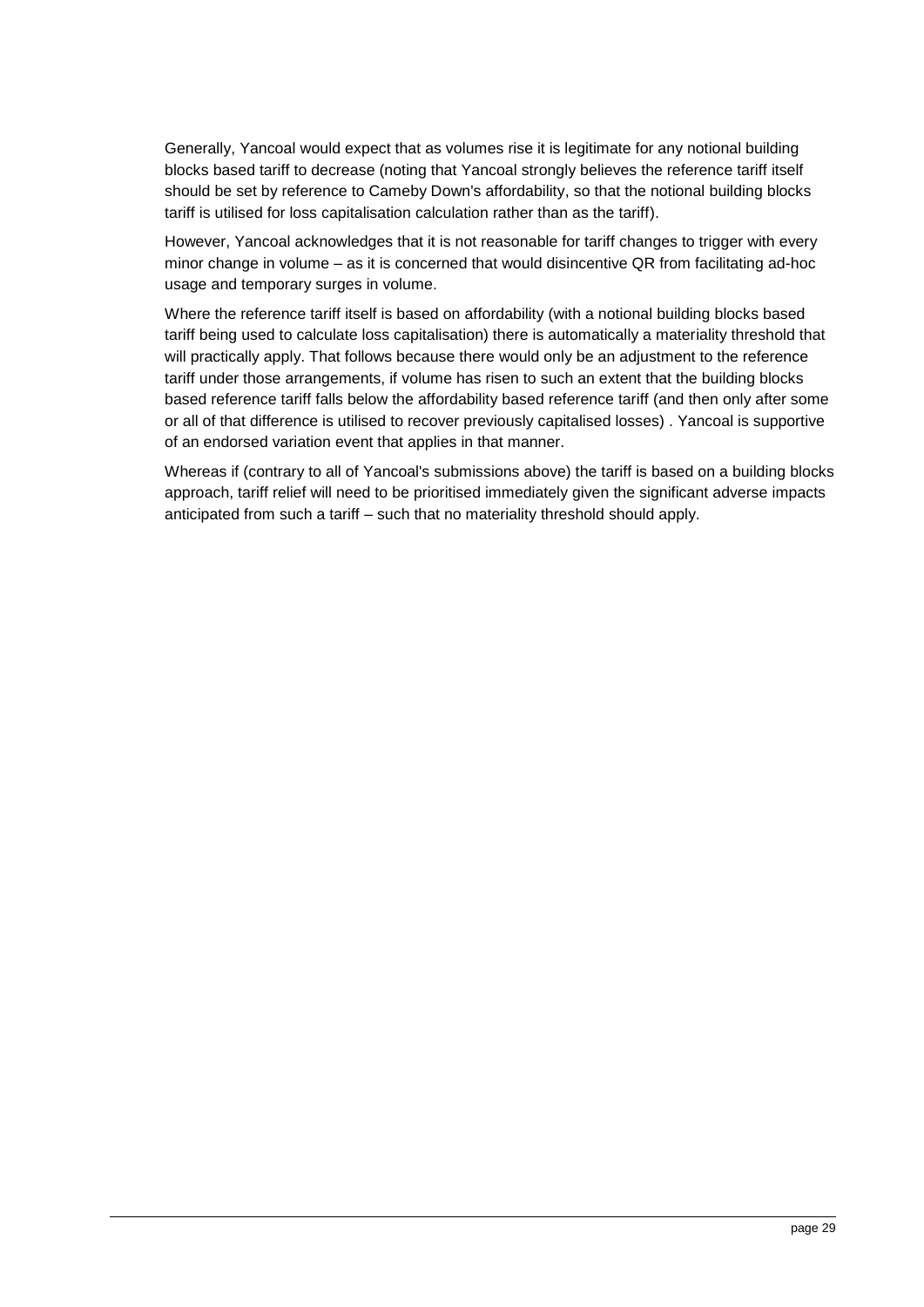Generally, Yancoal would expect that as volumes rise it is legitimate for any notional building blocks based tariff to decrease (noting that Yancoal strongly believes the reference tariff itself should be set by reference to Cameby Down's affordability, so that the notional building blocks tariff is utilised for loss capitalisation calculation rather than as the tariff).

However, Yancoal acknowledges that it is not reasonable for tariff changes to trigger with every minor change in volume – as it is concerned that would disincentive QR from facilitating ad-hoc usage and temporary surges in volume.

Where the reference tariff itself is based on affordability (with a notional building blocks based tariff being used to calculate loss capitalisation) there is automatically a materiality threshold that will practically apply. That follows because there would only be an adjustment to the reference tariff under those arrangements, if volume has risen to such an extent that the building blocks based reference tariff falls below the affordability based reference tariff (and then only after some or all of that difference is utilised to recover previously capitalised losses) . Yancoal is supportive of an endorsed variation event that applies in that manner.

Whereas if (contrary to all of Yancoal's submissions above) the tariff is based on a building blocks approach, tariff relief will need to be prioritised immediately given the significant adverse impacts anticipated from such a tariff – such that no materiality threshold should apply.